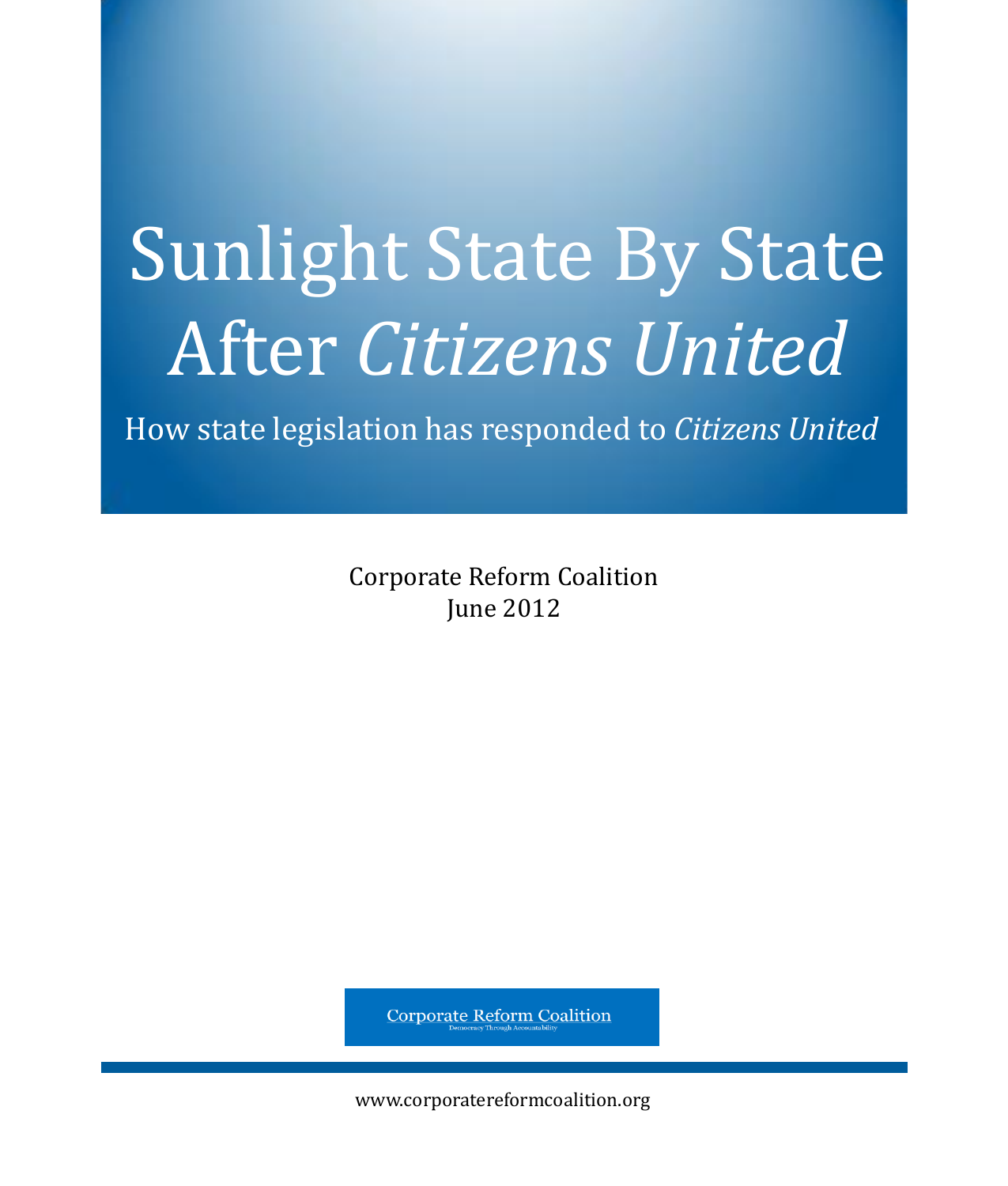# Sunlight State By State After *Citizens United*

## How state legislation has responded to *Citizens United*

Corporate Reform Coalition
June 2012

Corporate Reform Coalition
Democracy Through Accountability

www.corporatereformcoalition.org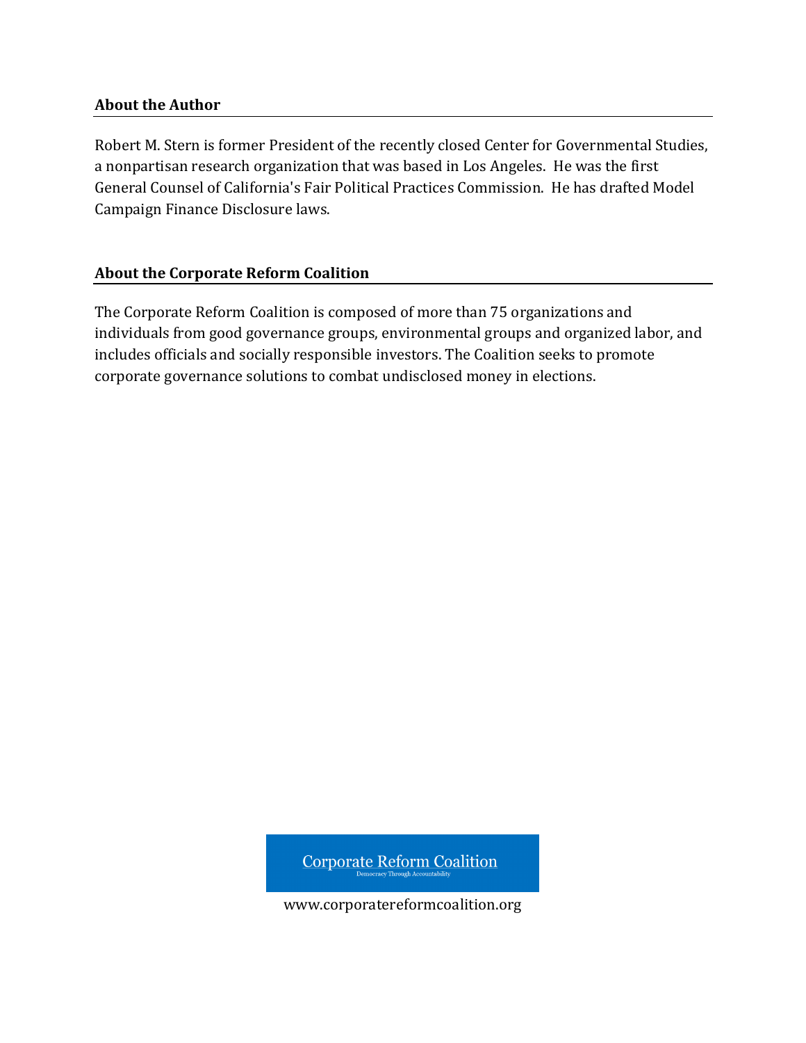## About the Author

Robert M. Stern is former President of the recently closed Center for Governmental Studies, a nonpartisan research organization that was based in Los Angeles. He was the first General Counsel of California's Fair Political Practices Commission. He has drafted Model Campaign Finance Disclosure laws.

## About the Corporate Reform Coalition

The Corporate Reform Coalition is composed of more than 75 organizations and individuals from good governance groups, environmental groups and organized labor, and includes officials and socially responsible investors. The Coalition seeks to promote corporate governance solutions to combat undisclosed money in elections.

Corporate Reform Coalition
Democracy Through Accountability

www.corporatereformcoalition.org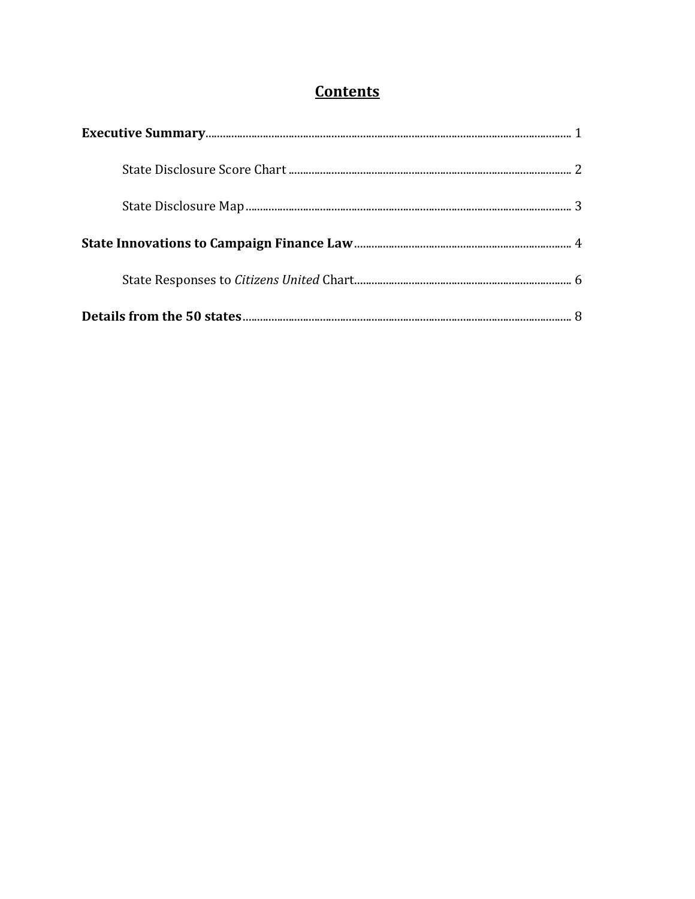# Contents

**Executive Summary** ........................................................ 1

State Disclosure Score Chart ........................................................ 2

State Disclosure Map ........................................................ 3

**State Innovations to Campaign Finance Law** ........................................................ 4

State Responses to *Citizens United* Chart ........................................................ 6

**Details from the 50 states** ........................................................ 8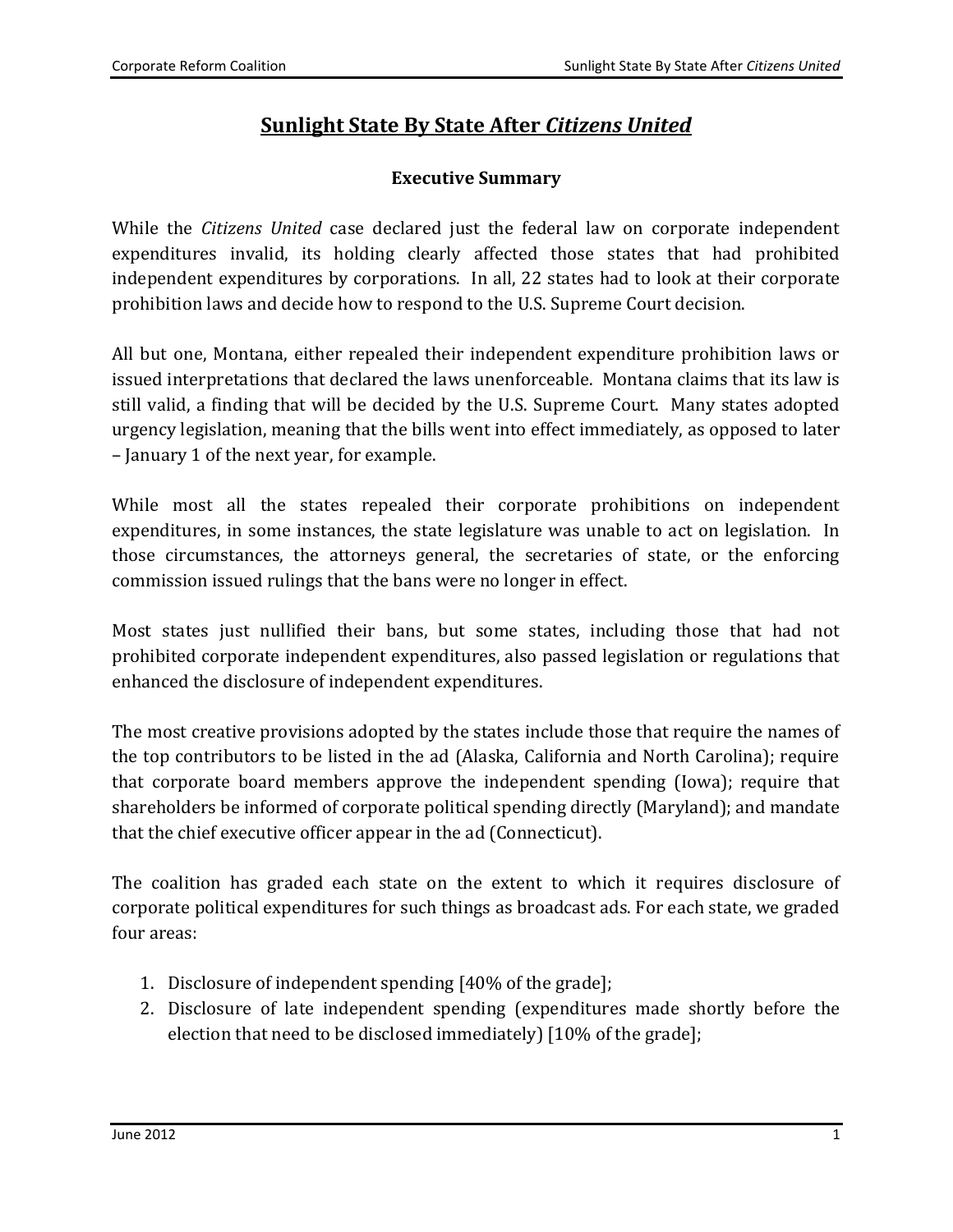# Sunlight State By State After *Citizens United*

## Executive Summary

While the *Citizens United* case declared just the federal law on corporate independent expenditures invalid, its holding clearly affected those states that had prohibited independent expenditures by corporations. In all, 22 states had to look at their corporate prohibition laws and decide how to respond to the U.S. Supreme Court decision.

All but one, Montana, either repealed their independent expenditure prohibition laws or issued interpretations that declared the laws unenforceable. Montana claims that its law is still valid, a finding that will be decided by the U.S. Supreme Court. Many states adopted urgency legislation, meaning that the bills went into effect immediately, as opposed to later – January 1 of the next year, for example.

While most all the states repealed their corporate prohibitions on independent expenditures, in some instances, the state legislature was unable to act on legislation. In those circumstances, the attorneys general, the secretaries of state, or the enforcing commission issued rulings that the bans were no longer in effect.

Most states just nullified their bans, but some states, including those that had not prohibited corporate independent expenditures, also passed legislation or regulations that enhanced the disclosure of independent expenditures.

The most creative provisions adopted by the states include those that require the names of the top contributors to be listed in the ad (Alaska, California and North Carolina); require that corporate board members approve the independent spending (Iowa); require that shareholders be informed of corporate political spending directly (Maryland); and mandate that the chief executive officer appear in the ad (Connecticut).

The coalition has graded each state on the extent to which it requires disclosure of corporate political expenditures for such things as broadcast ads. For each state, we graded four areas:

1. Disclosure of independent spending [40% of the grade];
2. Disclosure of late independent spending (expenditures made shortly before the election that need to be disclosed immediately) [10% of the grade];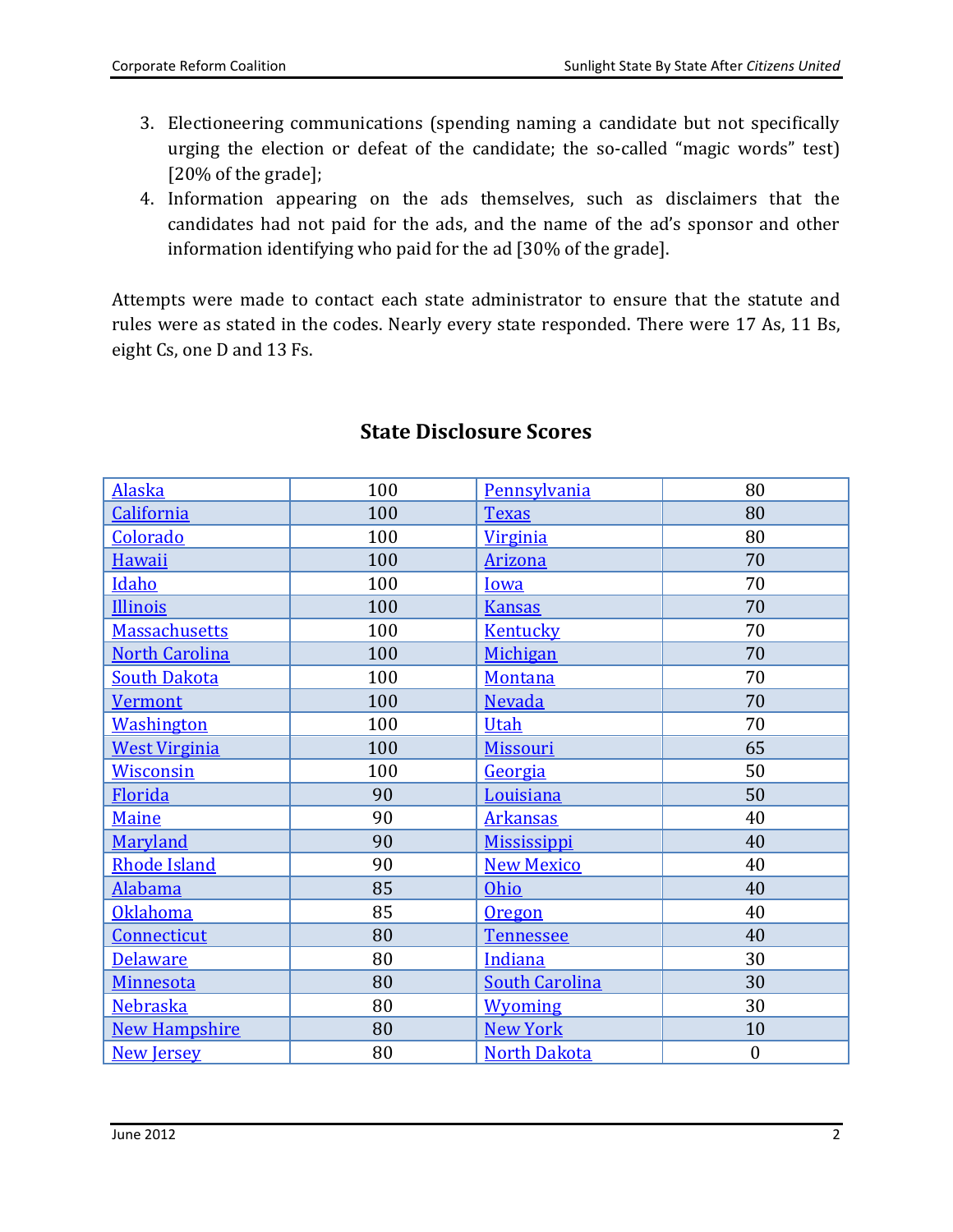3. Electioneering communications (spending naming a candidate but not specifically urging the election or defeat of the candidate; the so-called "magic words" test) [20% of the grade];
4. Information appearing on the ads themselves, such as disclaimers that the candidates had not paid for the ads, and the name of the ad's sponsor and other information identifying who paid for the ad [30% of the grade].

Attempts were made to contact each state administrator to ensure that the statute and rules were as stated in the codes. Nearly every state responded. There were 17 As, 11 Bs, eight Cs, one D and 13 Fs.

## State Disclosure Scores

| State | Score | State | Score |
|---|---|---|---|
| Alaska | 100 | Pennsylvania | 80 |
| California | 100 | Texas | 80 |
| Colorado | 100 | Virginia | 80 |
| Hawaii | 100 | Arizona | 70 |
| Idaho | 100 | Iowa | 70 |
| Illinois | 100 | Kansas | 70 |
| Massachusetts | 100 | Kentucky | 70 |
| North Carolina | 100 | Michigan | 70 |
| South Dakota | 100 | Montana | 70 |
| Vermont | 100 | Nevada | 70 |
| Washington | 100 | Utah | 70 |
| West Virginia | 100 | Missouri | 65 |
| Wisconsin | 100 | Georgia | 50 |
| Florida | 90 | Louisiana | 50 |
| Maine | 90 | Arkansas | 40 |
| Maryland | 90 | Mississippi | 40 |
| Rhode Island | 90 | New Mexico | 40 |
| Alabama | 85 | Ohio | 40 |
| Oklahoma | 85 | Oregon | 40 |
| Connecticut | 80 | Tennessee | 40 |
| Delaware | 80 | Indiana | 30 |
| Minnesota | 80 | South Carolina | 30 |
| Nebraska | 80 | Wyoming | 30 |
| New Hampshire | 80 | New York | 10 |
| New Jersey | 80 | North Dakota | 0 |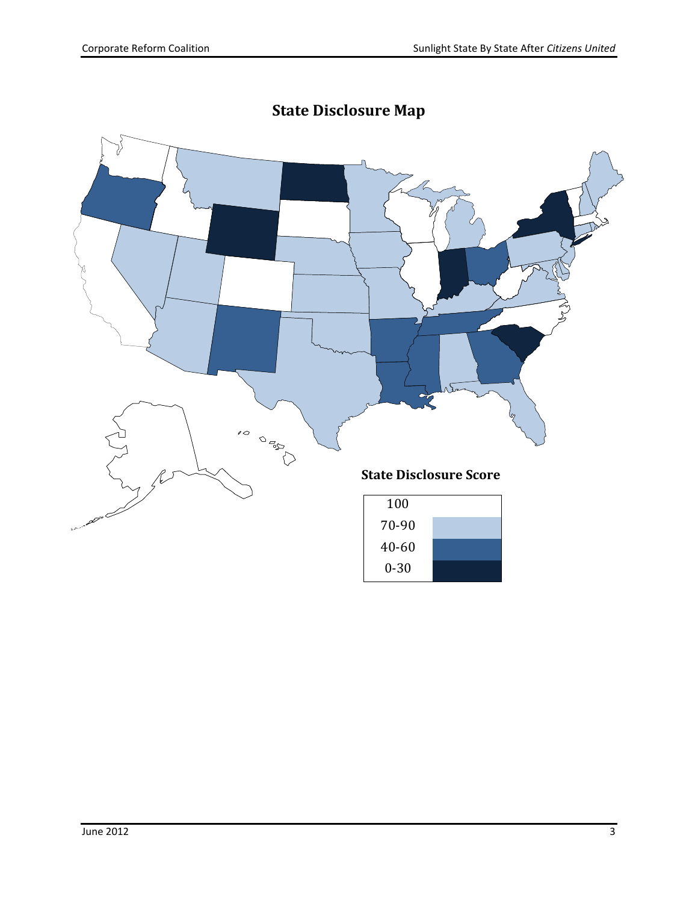# State Disclosure Map

**State Disclosure Score**

| Score |
|---|
| 100 |
| 70-90 |
| 40-60 |
| 0-30 |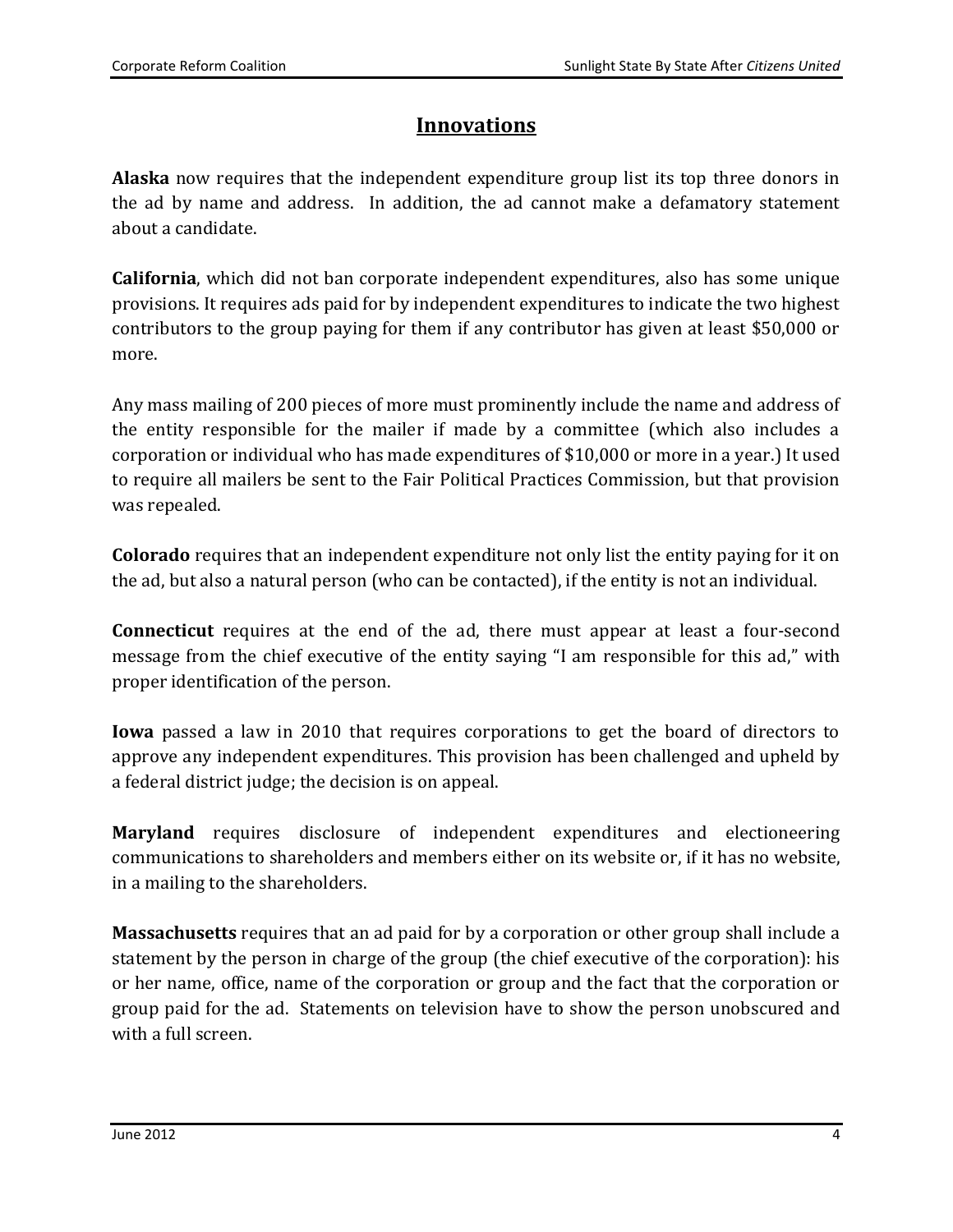## Innovations

**Alaska** now requires that the independent expenditure group list its top three donors in the ad by name and address. In addition, the ad cannot make a defamatory statement about a candidate.

**California**, which did not ban corporate independent expenditures, also has some unique provisions. It requires ads paid for by independent expenditures to indicate the two highest contributors to the group paying for them if any contributor has given at least $50,000 or more.

Any mass mailing of 200 pieces of more must prominently include the name and address of the entity responsible for the mailer if made by a committee (which also includes a corporation or individual who has made expenditures of $10,000 or more in a year.) It used to require all mailers be sent to the Fair Political Practices Commission, but that provision was repealed.

**Colorado** requires that an independent expenditure not only list the entity paying for it on the ad, but also a natural person (who can be contacted), if the entity is not an individual.

**Connecticut** requires at the end of the ad, there must appear at least a four-second message from the chief executive of the entity saying "I am responsible for this ad," with proper identification of the person.

**Iowa** passed a law in 2010 that requires corporations to get the board of directors to approve any independent expenditures. This provision has been challenged and upheld by a federal district judge; the decision is on appeal.

**Maryland** requires disclosure of independent expenditures and electioneering communications to shareholders and members either on its website or, if it has no website, in a mailing to the shareholders.

**Massachusetts** requires that an ad paid for by a corporation or other group shall include a statement by the person in charge of the group (the chief executive of the corporation): his or her name, office, name of the corporation or group and the fact that the corporation or group paid for the ad. Statements on television have to show the person unobscured and with a full screen.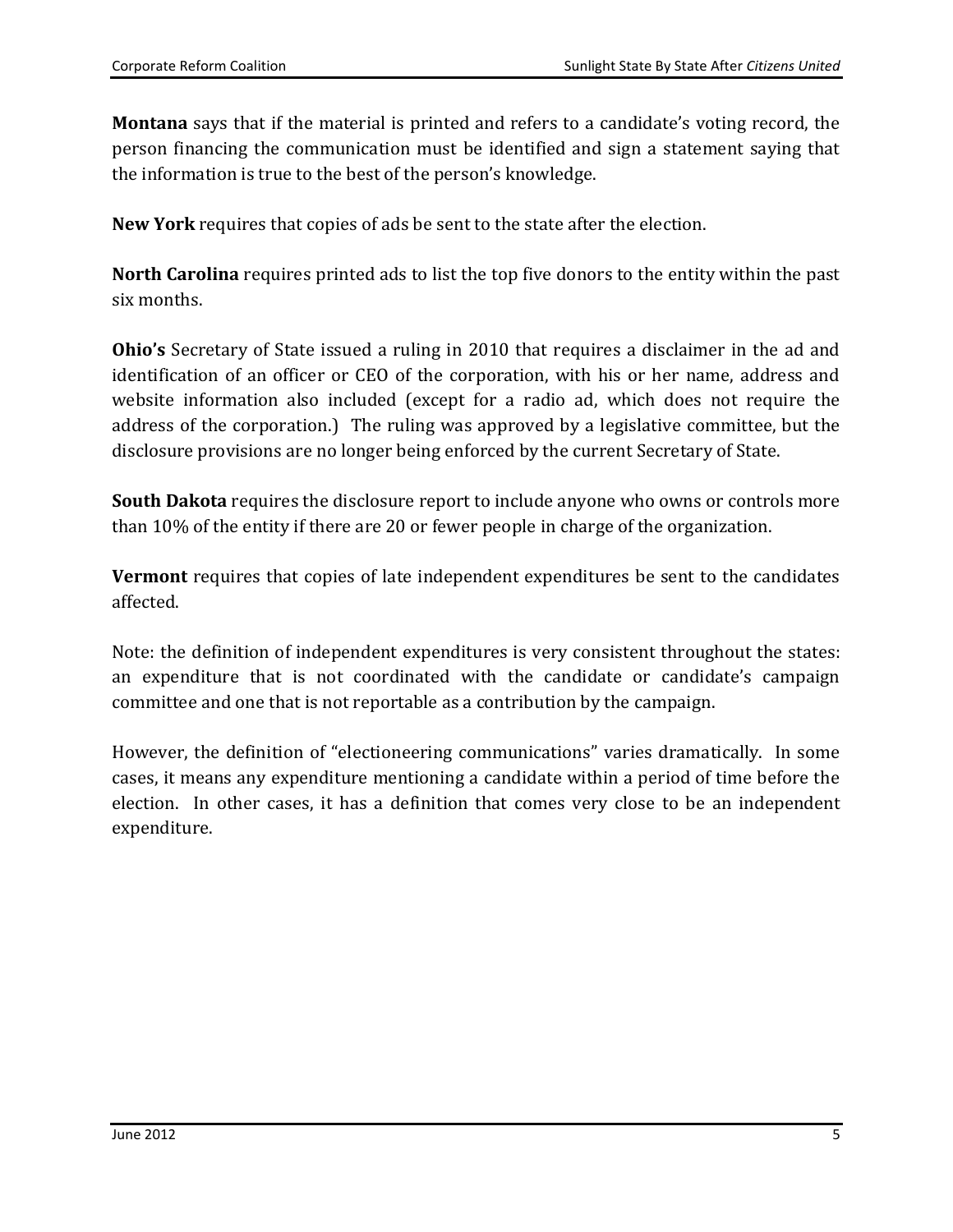**Montana** says that if the material is printed and refers to a candidate's voting record, the person financing the communication must be identified and sign a statement saying that the information is true to the best of the person's knowledge.

**New York** requires that copies of ads be sent to the state after the election.

**North Carolina** requires printed ads to list the top five donors to the entity within the past six months.

**Ohio's** Secretary of State issued a ruling in 2010 that requires a disclaimer in the ad and identification of an officer or CEO of the corporation, with his or her name, address and website information also included (except for a radio ad, which does not require the address of the corporation.) The ruling was approved by a legislative committee, but the disclosure provisions are no longer being enforced by the current Secretary of State.

**South Dakota** requires the disclosure report to include anyone who owns or controls more than 10% of the entity if there are 20 or fewer people in charge of the organization.

**Vermont** requires that copies of late independent expenditures be sent to the candidates affected.

Note: the definition of independent expenditures is very consistent throughout the states: an expenditure that is not coordinated with the candidate or candidate's campaign committee and one that is not reportable as a contribution by the campaign.

However, the definition of "electioneering communications" varies dramatically. In some cases, it means any expenditure mentioning a candidate within a period of time before the election. In other cases, it has a definition that comes very close to be an independent expenditure.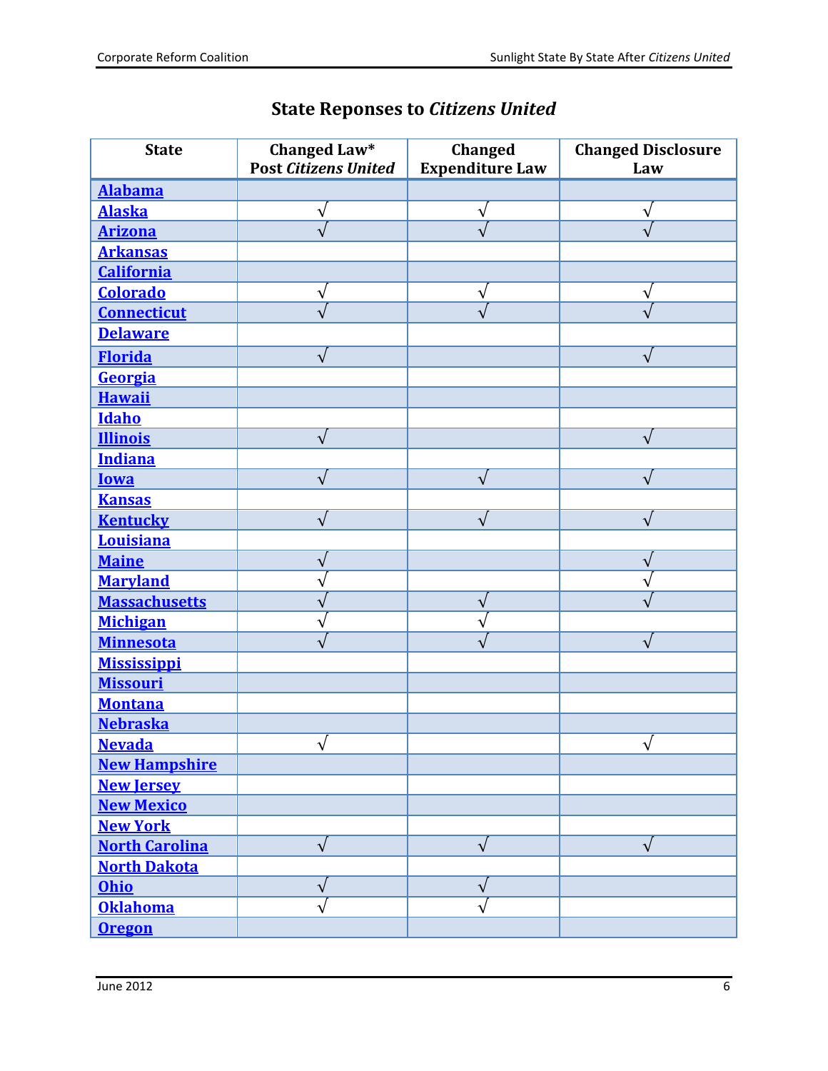## State Reponses to *Citizens United*

| State | Changed Law* Post *Citizens United* | Changed Expenditure Law | Changed Disclosure Law |
|---|---|---|---|
| Alabama | | | |
| Alaska | √ | √ | √ |
| Arizona | √ | √ | √ |
| Arkansas | | | |
| California | | | |
| Colorado | √ | √ | √ |
| Connecticut | √ | √ | √ |
| Delaware | | | |
| Florida | √ | | √ |
| Georgia | | | |
| Hawaii | | | |
| Idaho | | | |
| Illinois | √ | | √ |
| Indiana | | | |
| Iowa | √ | √ | √ |
| Kansas | | | |
| Kentucky | √ | √ | √ |
| Louisiana | | | |
| Maine | √ | | √ |
| Maryland | √ | | √ |
| Massachusetts | √ | √ | √ |
| Michigan | √ | √ | |
| Minnesota | √ | √ | √ |
| Mississippi | | | |
| Missouri | | | |
| Montana | | | |
| Nebraska | | | |
| Nevada | √ | | √ |
| New Hampshire | | | |
| New Jersey | | | |
| New Mexico | | | |
| New York | | | |
| North Carolina | √ | √ | √ |
| North Dakota | | | |
| Ohio | √ | √ | |
| Oklahoma | √ | √ | |
| Oregon | | | |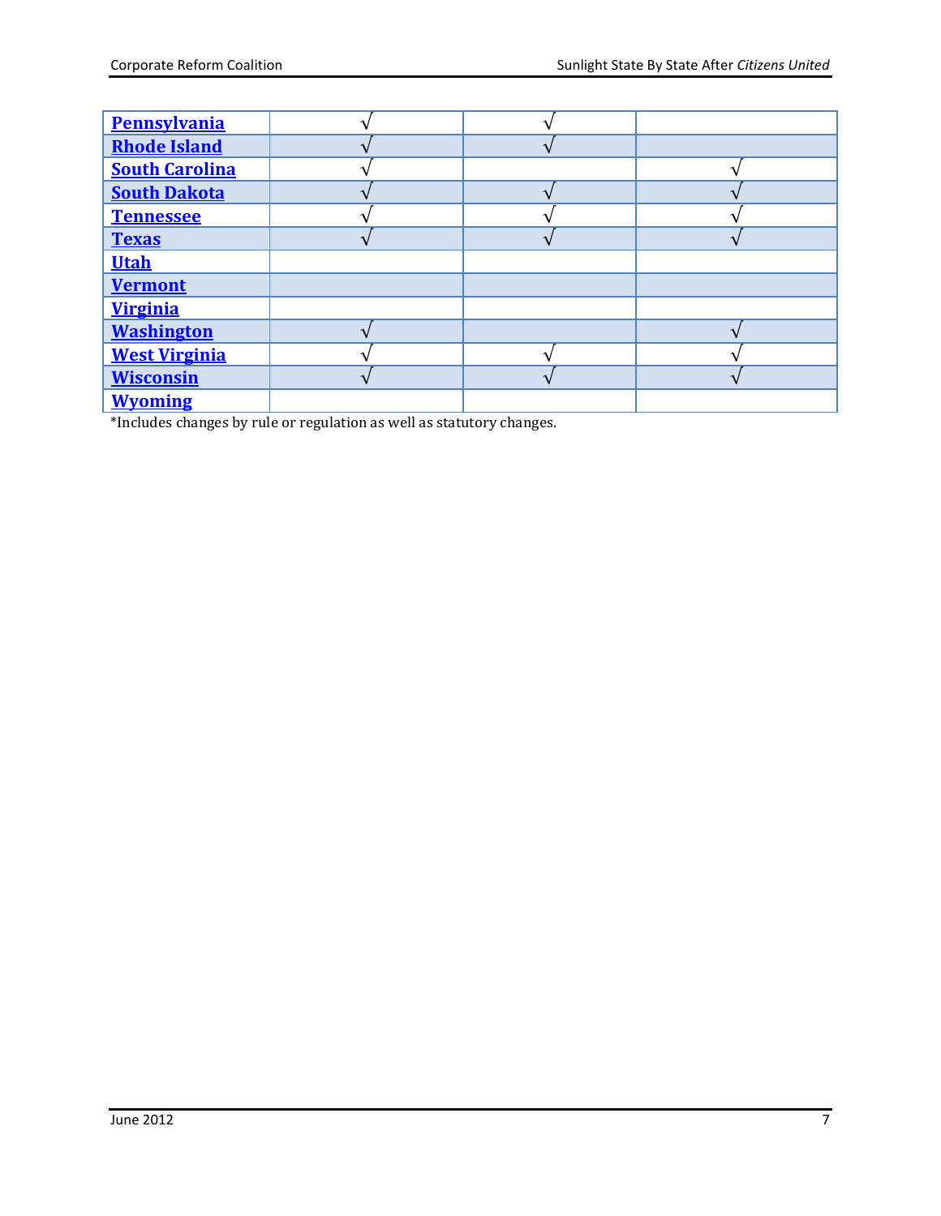| | | | |
|---|---|---|---|
| **Pennsylvania** | √ | √ | |
| **Rhode Island** | √ | √ | |
| **South Carolina** | √ | | √ |
| **South Dakota** | √ | √ | √ |
| **Tennessee** | √ | √ | √ |
| **Texas** | √ | √ | √ |
| **Utah** | | | |
| **Vermont** | | | |
| **Virginia** | | | |
| **Washington** | √ | | √ |
| **West Virginia** | √ | √ | √ |
| **Wisconsin** | √ | √ | √ |
| **Wyoming** | | | |

*Includes changes by rule or regulation as well as statutory changes.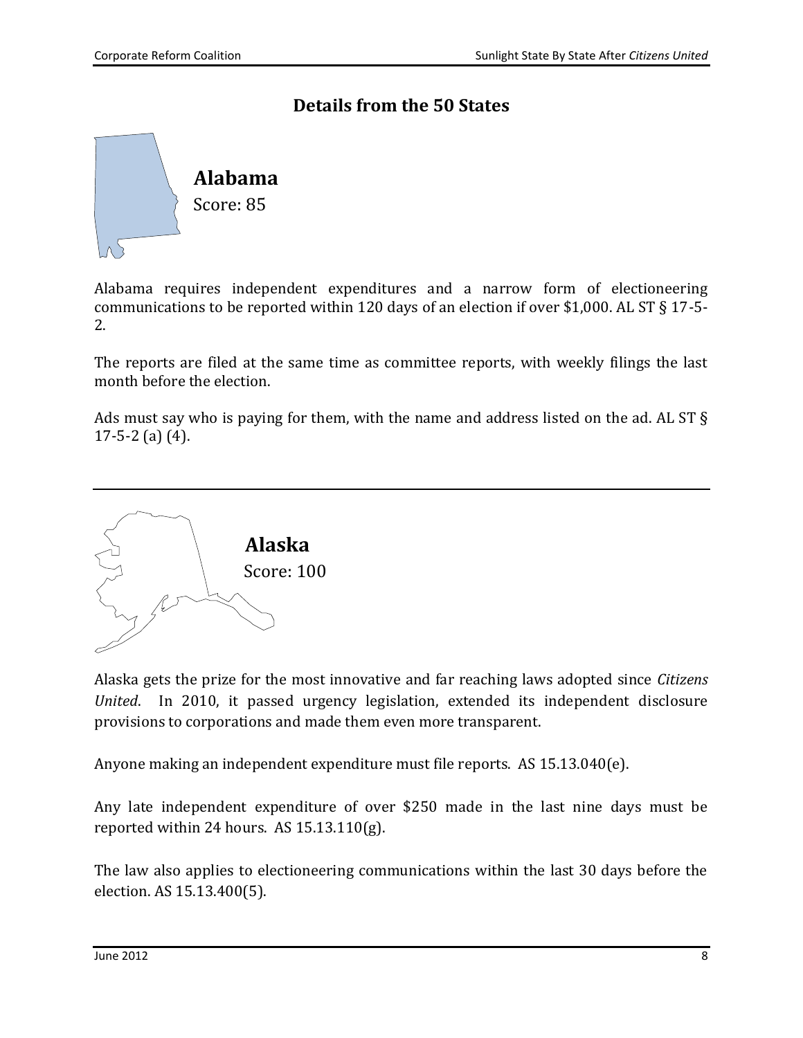## Details from the 50 States

### Alabama

Score: 85

Alabama requires independent expenditures and a narrow form of electioneering communications to be reported within 120 days of an election if over $1,000. AL ST § 17-5-2.

The reports are filed at the same time as committee reports, with weekly filings the last month before the election.

Ads must say who is paying for them, with the name and address listed on the ad. AL ST § 17-5-2 (a) (4).

---

### Alaska

Score: 100

Alaska gets the prize for the most innovative and far reaching laws adopted since *Citizens United*. In 2010, it passed urgency legislation, extended its independent disclosure provisions to corporations and made them even more transparent.

Anyone making an independent expenditure must file reports. AS 15.13.040(e).

Any late independent expenditure of over $250 made in the last nine days must be reported within 24 hours. AS 15.13.110(g).

The law also applies to electioneering communications within the last 30 days before the election. AS 15.13.400(5).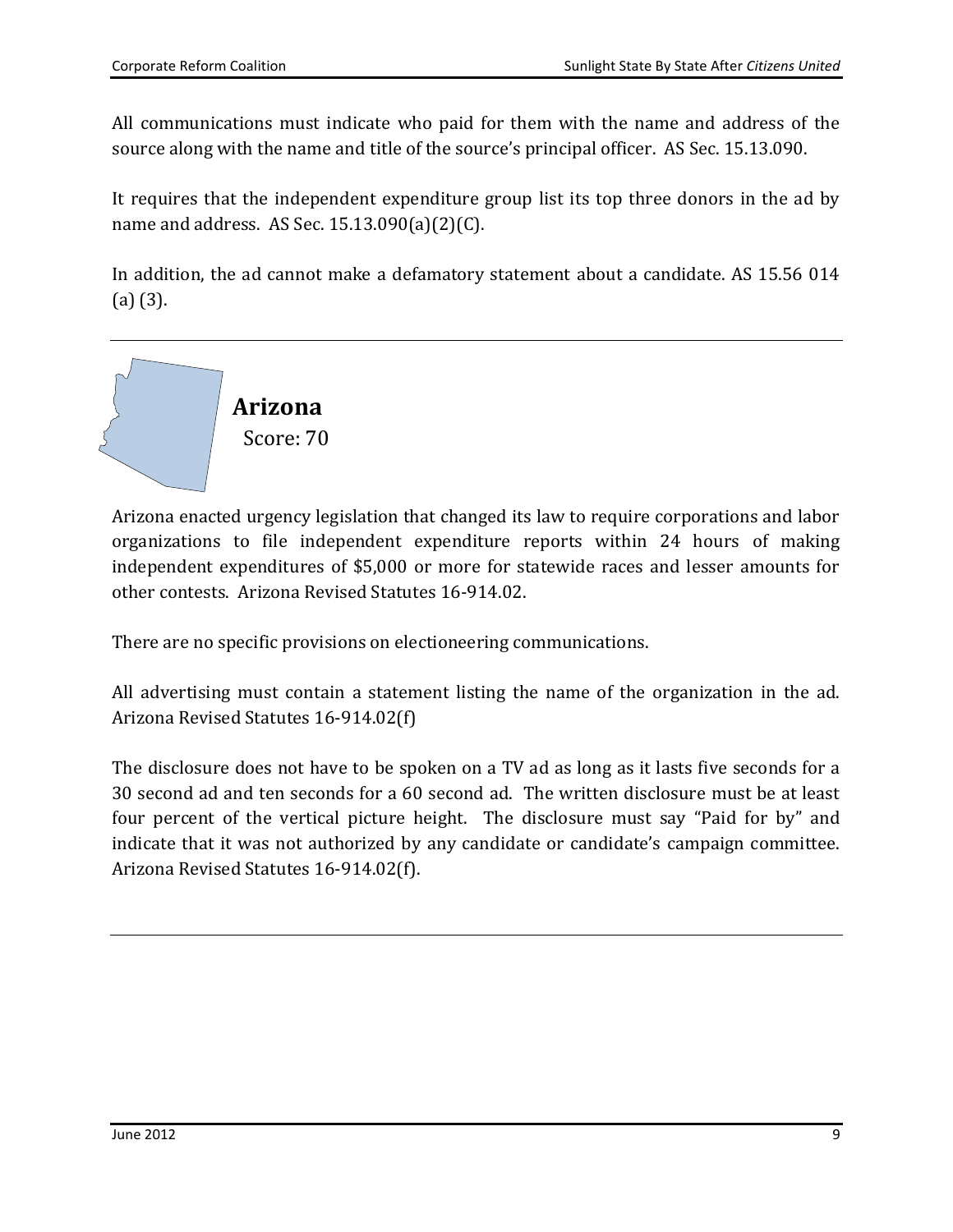All communications must indicate who paid for them with the name and address of the source along with the name and title of the source's principal officer. AS Sec. 15.13.090.

It requires that the independent expenditure group list its top three donors in the ad by name and address. AS Sec. 15.13.090(a)(2)(C).

In addition, the ad cannot make a defamatory statement about a candidate. AS 15.56 014 (a) (3).

---

## Arizona

Score: 70

Arizona enacted urgency legislation that changed its law to require corporations and labor organizations to file independent expenditure reports within 24 hours of making independent expenditures of $5,000 or more for statewide races and lesser amounts for other contests. Arizona Revised Statutes 16-914.02.

There are no specific provisions on electioneering communications.

All advertising must contain a statement listing the name of the organization in the ad. Arizona Revised Statutes 16-914.02(f)

The disclosure does not have to be spoken on a TV ad as long as it lasts five seconds for a 30 second ad and ten seconds for a 60 second ad. The written disclosure must be at least four percent of the vertical picture height. The disclosure must say "Paid for by" and indicate that it was not authorized by any candidate or candidate's campaign committee. Arizona Revised Statutes 16-914.02(f).

---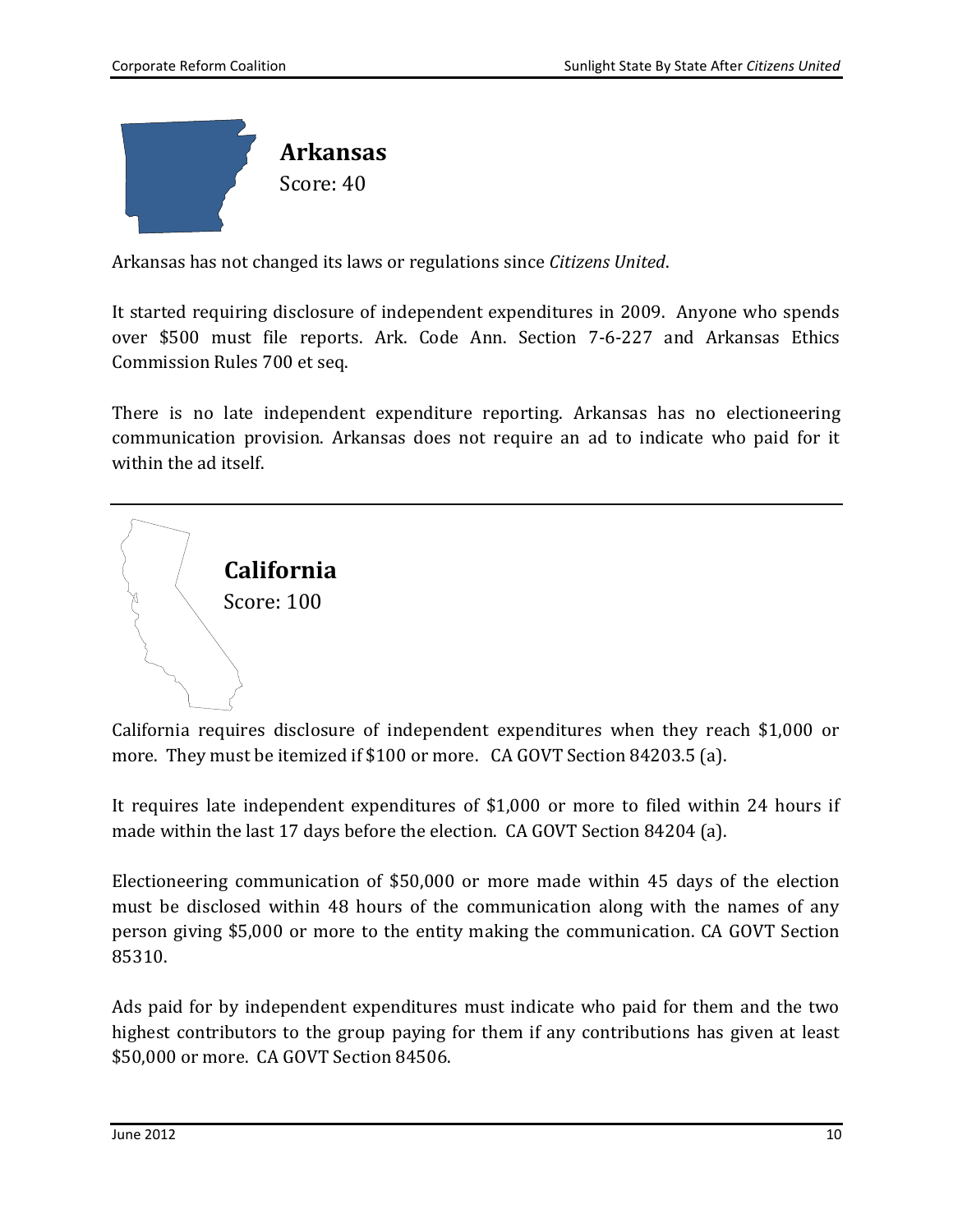## Arkansas

Score: 40

Arkansas has not changed its laws or regulations since *Citizens United*.

It started requiring disclosure of independent expenditures in 2009. Anyone who spends over $500 must file reports. Ark. Code Ann. Section 7-6-227 and Arkansas Ethics Commission Rules 700 et seq.

There is no late independent expenditure reporting. Arkansas has no electioneering communication provision. Arkansas does not require an ad to indicate who paid for it within the ad itself.

---

## California

Score: 100

California requires disclosure of independent expenditures when they reach $1,000 or more. They must be itemized if $100 or more. CA GOVT Section 84203.5 (a).

It requires late independent expenditures of $1,000 or more to filed within 24 hours if made within the last 17 days before the election. CA GOVT Section 84204 (a).

Electioneering communication of $50,000 or more made within 45 days of the election must be disclosed within 48 hours of the communication along with the names of any person giving $5,000 or more to the entity making the communication. CA GOVT Section 85310.

Ads paid for by independent expenditures must indicate who paid for them and the two highest contributors to the group paying for them if any contributions has given at least $50,000 or more. CA GOVT Section 84506.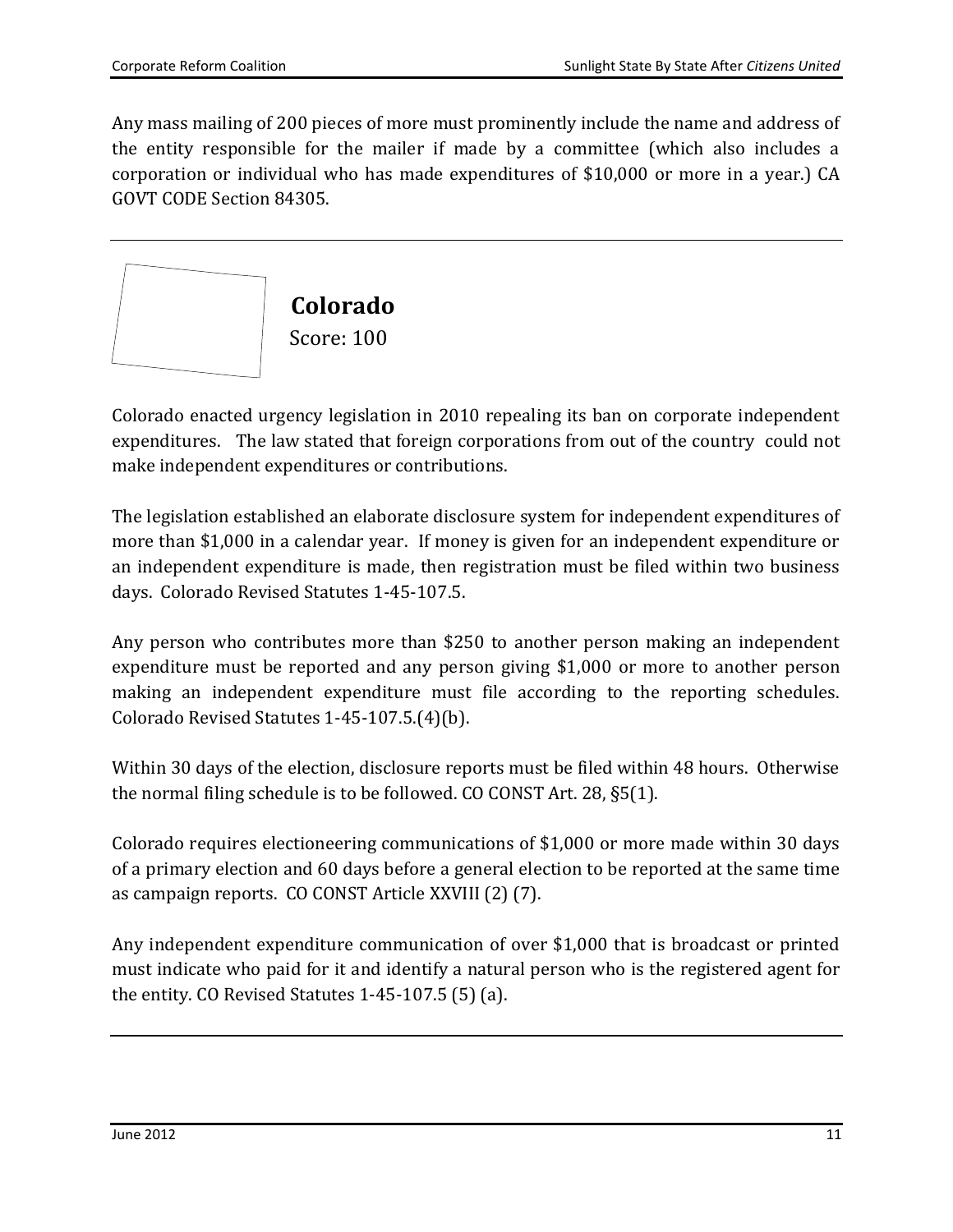Any mass mailing of 200 pieces of more must prominently include the name and address of the entity responsible for the mailer if made by a committee (which also includes a corporation or individual who has made expenditures of $10,000 or more in a year.) CA GOVT CODE Section 84305.

---

## Colorado

Score: 100

Colorado enacted urgency legislation in 2010 repealing its ban on corporate independent expenditures. The law stated that foreign corporations from out of the country could not make independent expenditures or contributions.

The legislation established an elaborate disclosure system for independent expenditures of more than $1,000 in a calendar year. If money is given for an independent expenditure or an independent expenditure is made, then registration must be filed within two business days. Colorado Revised Statutes 1-45-107.5.

Any person who contributes more than $250 to another person making an independent expenditure must be reported and any person giving $1,000 or more to another person making an independent expenditure must file according to the reporting schedules. Colorado Revised Statutes 1-45-107.5.(4)(b).

Within 30 days of the election, disclosure reports must be filed within 48 hours. Otherwise the normal filing schedule is to be followed. CO CONST Art. 28, §5(1).

Colorado requires electioneering communications of $1,000 or more made within 30 days of a primary election and 60 days before a general election to be reported at the same time as campaign reports. CO CONST Article XXVIII (2) (7).

Any independent expenditure communication of over $1,000 that is broadcast or printed must indicate who paid for it and identify a natural person who is the registered agent for the entity. CO Revised Statutes 1-45-107.5 (5) (a).

---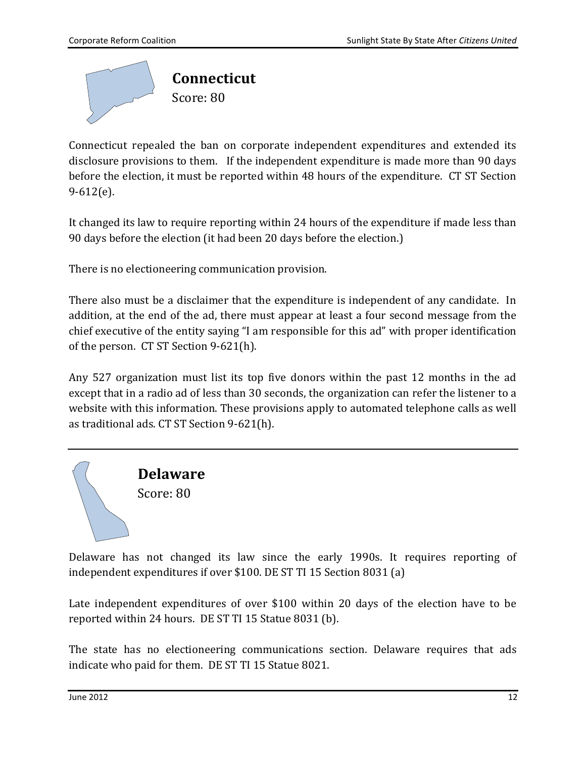## Connecticut

Score: 80

Connecticut repealed the ban on corporate independent expenditures and extended its disclosure provisions to them. If the independent expenditure is made more than 90 days before the election, it must be reported within 48 hours of the expenditure. CT ST Section 9-612(e).

It changed its law to require reporting within 24 hours of the expenditure if made less than 90 days before the election (it had been 20 days before the election.)

There is no electioneering communication provision.

There also must be a disclaimer that the expenditure is independent of any candidate. In addition, at the end of the ad, there must appear at least a four second message from the chief executive of the entity saying "I am responsible for this ad" with proper identification of the person. CT ST Section 9-621(h).

Any 527 organization must list its top five donors within the past 12 months in the ad except that in a radio ad of less than 30 seconds, the organization can refer the listener to a website with this information. These provisions apply to automated telephone calls as well as traditional ads. CT ST Section 9-621(h).

---

## Delaware

Score: 80

Delaware has not changed its law since the early 1990s. It requires reporting of independent expenditures if over $100. DE ST TI 15 Section 8031 (a)

Late independent expenditures of over $100 within 20 days of the election have to be reported within 24 hours. DE ST TI 15 Statue 8031 (b).

The state has no electioneering communications section. Delaware requires that ads indicate who paid for them. DE ST TI 15 Statue 8021.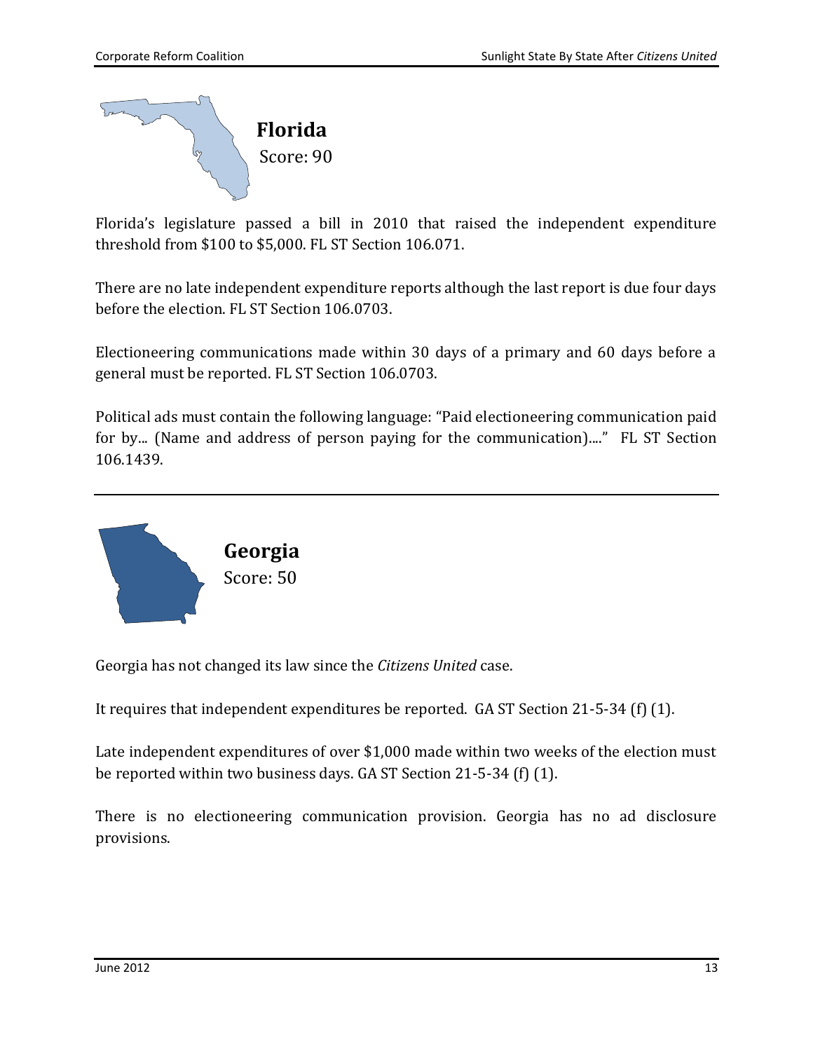## Florida

Score: 90

Florida's legislature passed a bill in 2010 that raised the independent expenditure threshold from $100 to $5,000. FL ST Section 106.071.

There are no late independent expenditure reports although the last report is due four days before the election. FL ST Section 106.0703.

Electioneering communications made within 30 days of a primary and 60 days before a general must be reported. FL ST Section 106.0703.

Political ads must contain the following language: "Paid electioneering communication paid for by... (Name and address of person paying for the communication)...." FL ST Section 106.1439.

---

## Georgia

Score: 50

Georgia has not changed its law since the *Citizens United* case.

It requires that independent expenditures be reported. GA ST Section 21-5-34 (f) (1).

Late independent expenditures of over $1,000 made within two weeks of the election must be reported within two business days. GA ST Section 21-5-34 (f) (1).

There is no electioneering communication provision. Georgia has no ad disclosure provisions.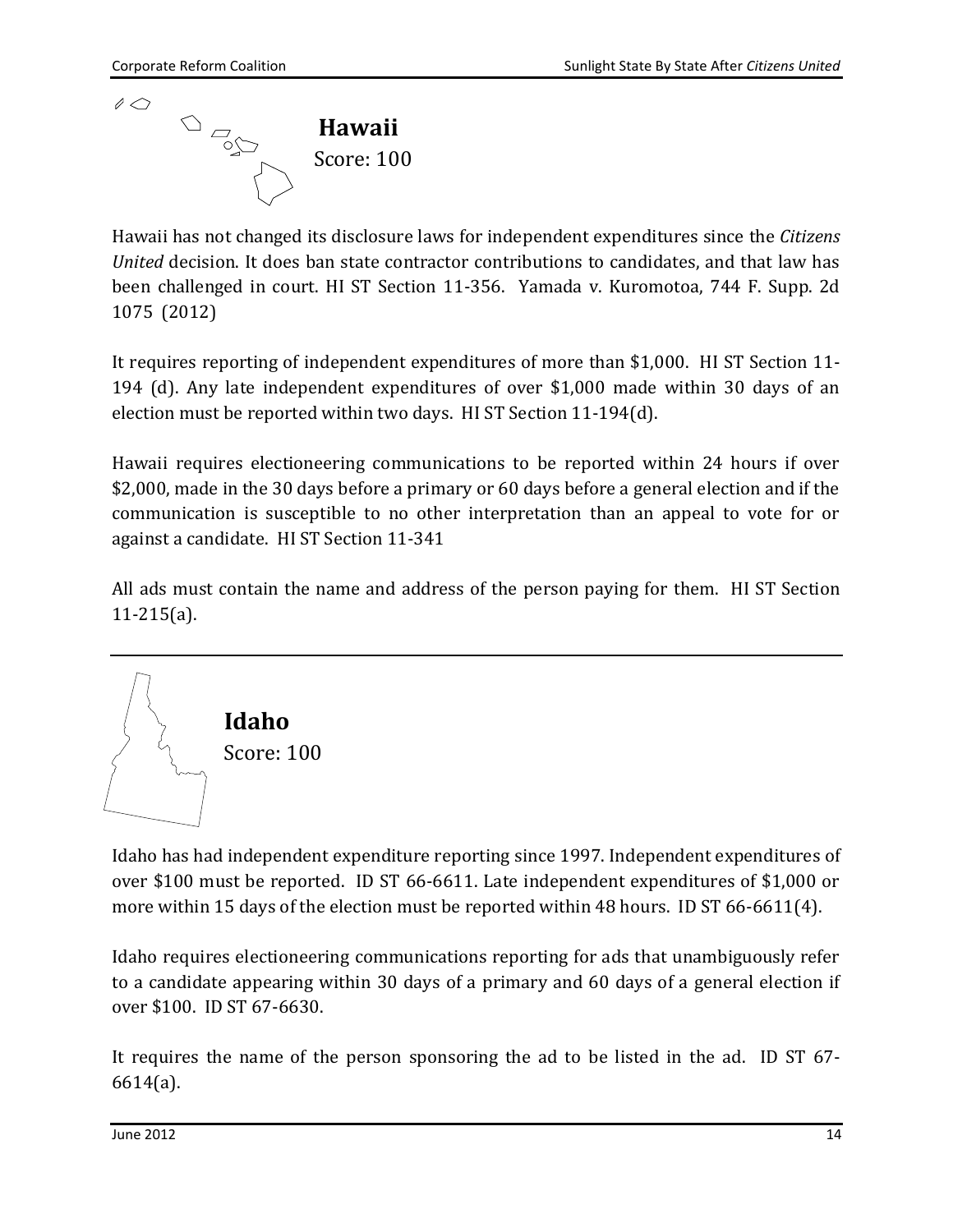## Hawaii

Score: 100

Hawaii has not changed its disclosure laws for independent expenditures since the *Citizens United* decision. It does ban state contractor contributions to candidates, and that law has been challenged in court. HI ST Section 11-356. Yamada v. Kuromotoa, 744 F. Supp. 2d 1075 (2012)

It requires reporting of independent expenditures of more than $1,000. HI ST Section 11-194 (d). Any late independent expenditures of over $1,000 made within 30 days of an election must be reported within two days. HI ST Section 11-194(d).

Hawaii requires electioneering communications to be reported within 24 hours if over $2,000, made in the 30 days before a primary or 60 days before a general election and if the communication is susceptible to no other interpretation than an appeal to vote for or against a candidate. HI ST Section 11-341

All ads must contain the name and address of the person paying for them. HI ST Section 11-215(a).

---

## Idaho

Score: 100

Idaho has had independent expenditure reporting since 1997. Independent expenditures of over $100 must be reported. ID ST 66-6611. Late independent expenditures of $1,000 or more within 15 days of the election must be reported within 48 hours. ID ST 66-6611(4).

Idaho requires electioneering communications reporting for ads that unambiguously refer to a candidate appearing within 30 days of a primary and 60 days of a general election if over $100. ID ST 67-6630.

It requires the name of the person sponsoring the ad to be listed in the ad. ID ST 67-6614(a).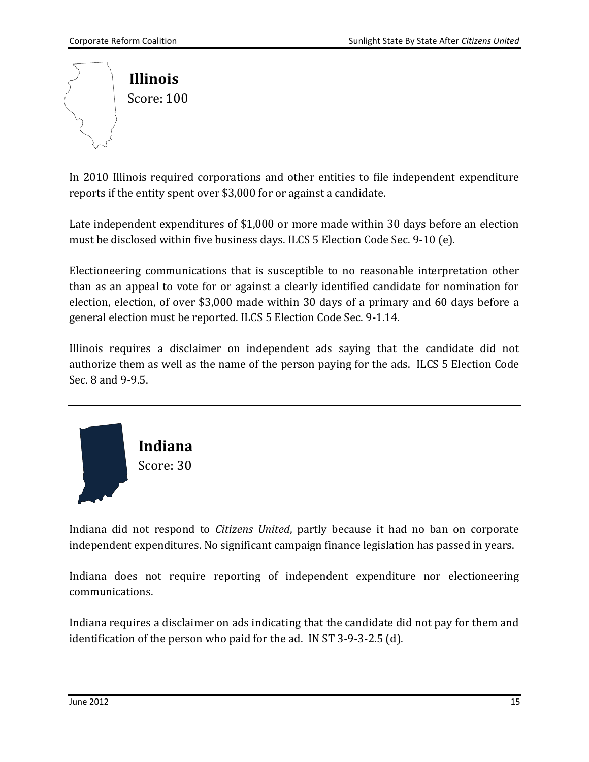## Illinois

Score: 100

In 2010 Illinois required corporations and other entities to file independent expenditure reports if the entity spent over $3,000 for or against a candidate.

Late independent expenditures of $1,000 or more made within 30 days before an election must be disclosed within five business days. ILCS 5 Election Code Sec. 9-10 (e).

Electioneering communications that is susceptible to no reasonable interpretation other than as an appeal to vote for or against a clearly identified candidate for nomination for election, election, of over $3,000 made within 30 days of a primary and 60 days before a general election must be reported. ILCS 5 Election Code Sec. 9-1.14.

Illinois requires a disclaimer on independent ads saying that the candidate did not authorize them as well as the name of the person paying for the ads. ILCS 5 Election Code Sec. 8 and 9-9.5.

---

## Indiana

Score: 30

Indiana did not respond to *Citizens United*, partly because it had no ban on corporate independent expenditures. No significant campaign finance legislation has passed in years.

Indiana does not require reporting of independent expenditure nor electioneering communications.

Indiana requires a disclaimer on ads indicating that the candidate did not pay for them and identification of the person who paid for the ad. IN ST 3-9-3-2.5 (d).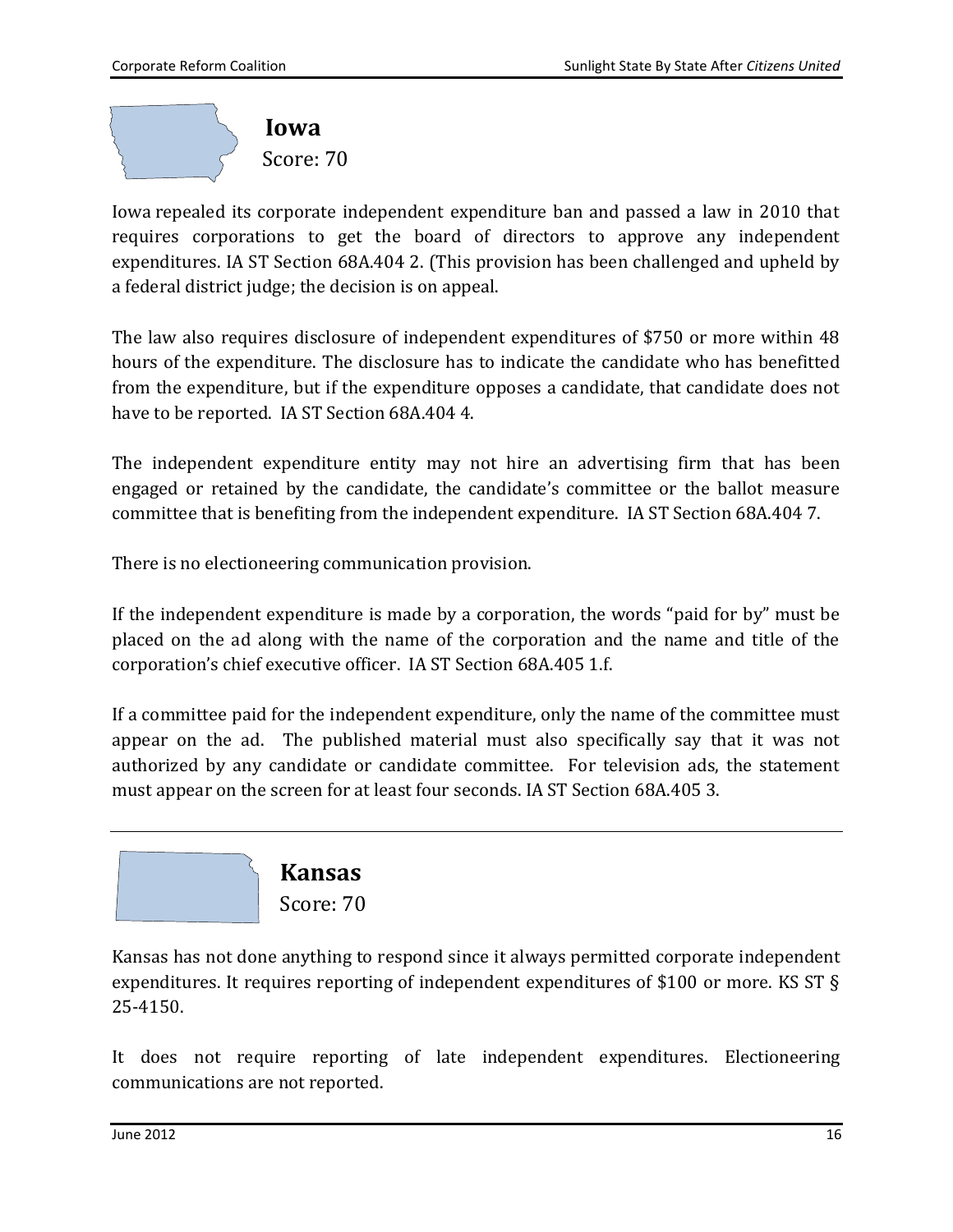## Iowa

Score: 70

Iowa repealed its corporate independent expenditure ban and passed a law in 2010 that requires corporations to get the board of directors to approve any independent expenditures. IA ST Section 68A.404 2. (This provision has been challenged and upheld by a federal district judge; the decision is on appeal.

The law also requires disclosure of independent expenditures of $750 or more within 48 hours of the expenditure. The disclosure has to indicate the candidate who has benefitted from the expenditure, but if the expenditure opposes a candidate, that candidate does not have to be reported. IA ST Section 68A.404 4.

The independent expenditure entity may not hire an advertising firm that has been engaged or retained by the candidate, the candidate's committee or the ballot measure committee that is benefiting from the independent expenditure. IA ST Section 68A.404 7.

There is no electioneering communication provision.

If the independent expenditure is made by a corporation, the words "paid for by" must be placed on the ad along with the name of the corporation and the name and title of the corporation's chief executive officer. IA ST Section 68A.405 1.f.

If a committee paid for the independent expenditure, only the name of the committee must appear on the ad. The published material must also specifically say that it was not authorized by any candidate or candidate committee. For television ads, the statement must appear on the screen for at least four seconds. IA ST Section 68A.405 3.

---

## Kansas

Score: 70

Kansas has not done anything to respond since it always permitted corporate independent expenditures. It requires reporting of independent expenditures of $100 or more. KS ST § 25-4150.

It does not require reporting of late independent expenditures. Electioneering communications are not reported.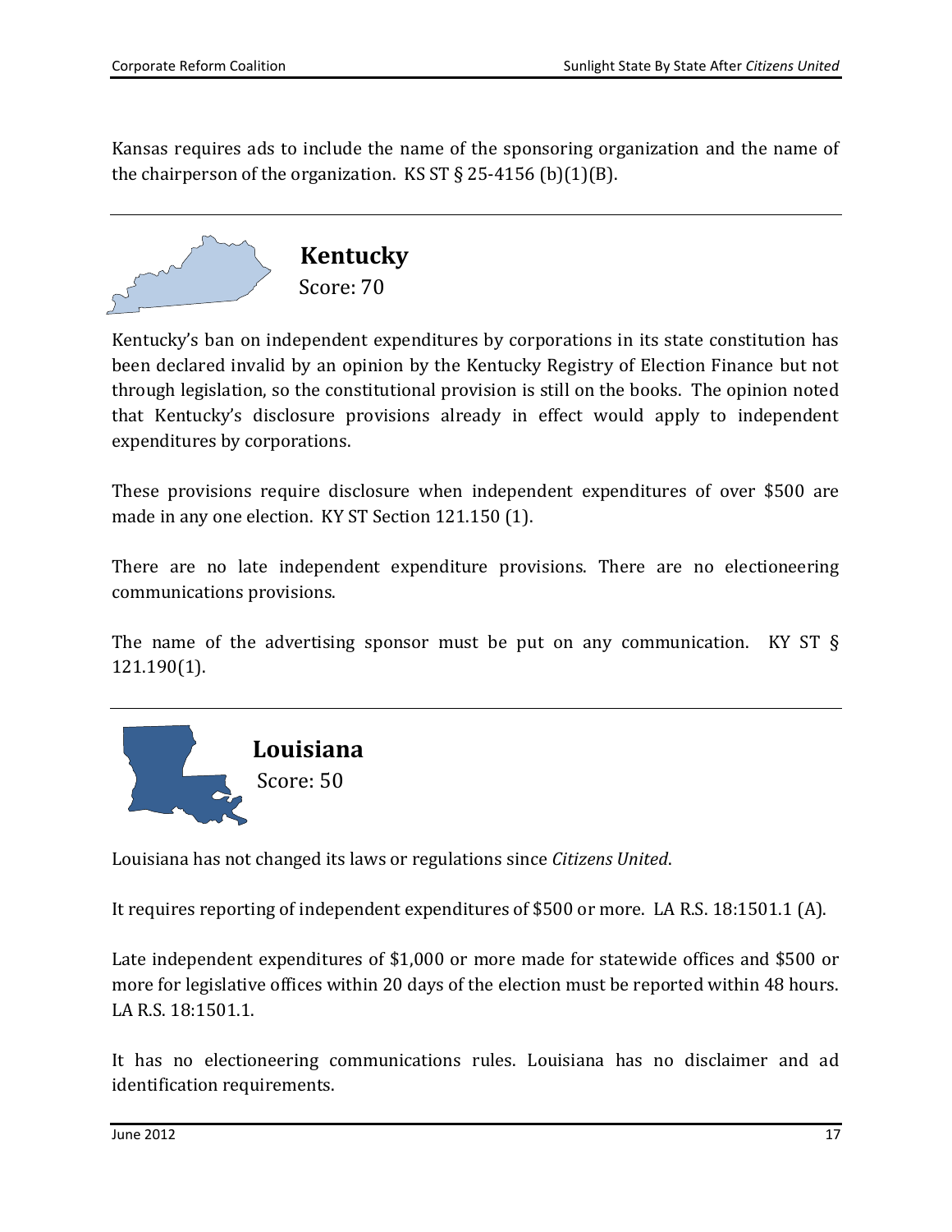Kansas requires ads to include the name of the sponsoring organization and the name of the chairperson of the organization. KS ST § 25-4156 (b)(1)(B).

## Kentucky

Score: 70

Kentucky's ban on independent expenditures by corporations in its state constitution has been declared invalid by an opinion by the Kentucky Registry of Election Finance but not through legislation, so the constitutional provision is still on the books. The opinion noted that Kentucky's disclosure provisions already in effect would apply to independent expenditures by corporations.

These provisions require disclosure when independent expenditures of over $500 are made in any one election. KY ST Section 121.150 (1).

There are no late independent expenditure provisions. There are no electioneering communications provisions.

The name of the advertising sponsor must be put on any communication. KY ST § 121.190(1).

## Louisiana

Score: 50

Louisiana has not changed its laws or regulations since *Citizens United*.

It requires reporting of independent expenditures of $500 or more. LA R.S. 18:1501.1 (A).

Late independent expenditures of $1,000 or more made for statewide offices and $500 or more for legislative offices within 20 days of the election must be reported within 48 hours. LA R.S. 18:1501.1.

It has no electioneering communications rules. Louisiana has no disclaimer and ad identification requirements.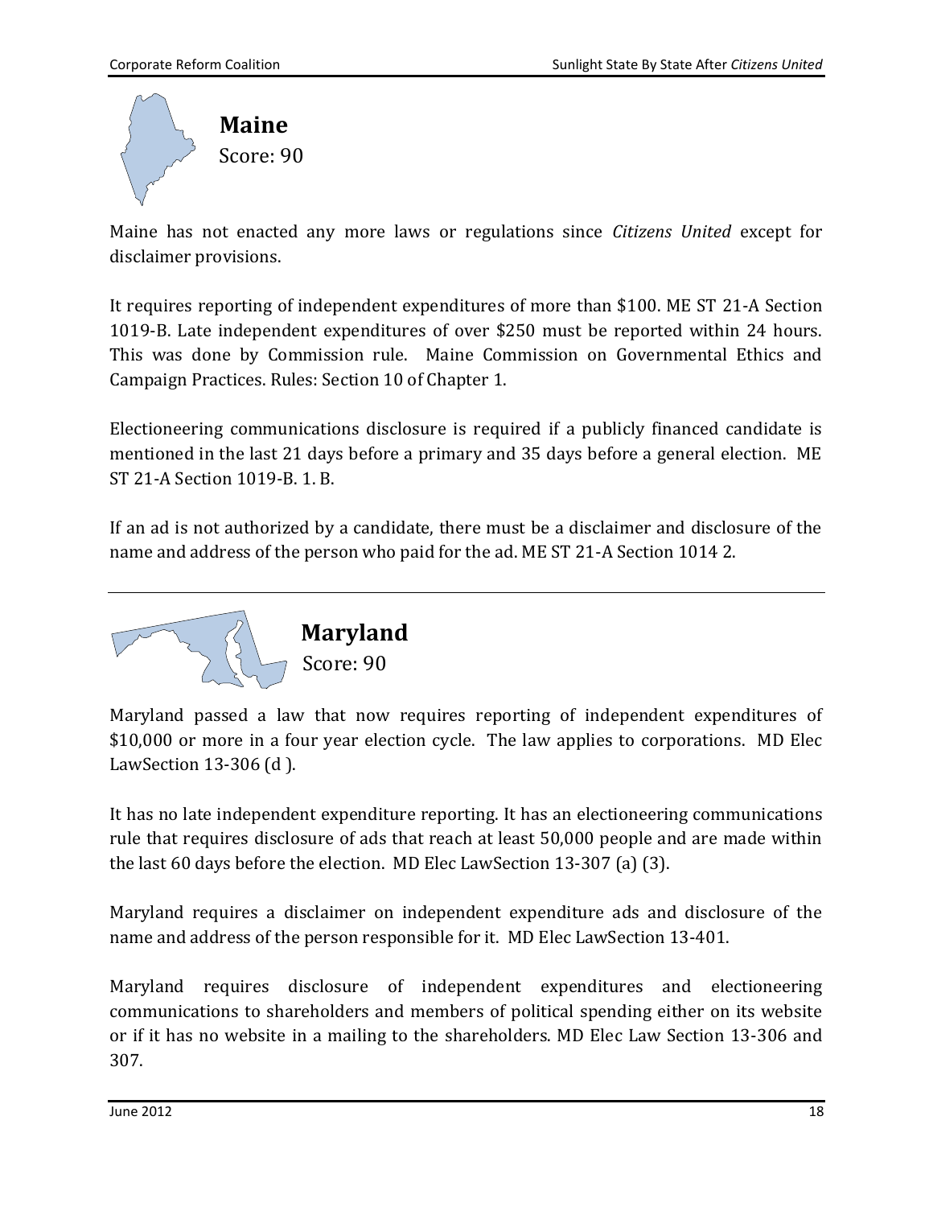## Maine

Score: 90

Maine has not enacted any more laws or regulations since *Citizens United* except for disclaimer provisions.

It requires reporting of independent expenditures of more than $100. ME ST 21-A Section 1019-B. Late independent expenditures of over $250 must be reported within 24 hours. This was done by Commission rule. Maine Commission on Governmental Ethics and Campaign Practices. Rules: Section 10 of Chapter 1.

Electioneering communications disclosure is required if a publicly financed candidate is mentioned in the last 21 days before a primary and 35 days before a general election. ME ST 21-A Section 1019-B. 1. B.

If an ad is not authorized by a candidate, there must be a disclaimer and disclosure of the name and address of the person who paid for the ad. ME ST 21-A Section 1014 2.

---

## Maryland

Score: 90

Maryland passed a law that now requires reporting of independent expenditures of $10,000 or more in a four year election cycle. The law applies to corporations. MD Elec LawSection 13-306 (d ).

It has no late independent expenditure reporting. It has an electioneering communications rule that requires disclosure of ads that reach at least 50,000 people and are made within the last 60 days before the election. MD Elec LawSection 13-307 (a) (3).

Maryland requires a disclaimer on independent expenditure ads and disclosure of the name and address of the person responsible for it. MD Elec LawSection 13-401.

Maryland requires disclosure of independent expenditures and electioneering communications to shareholders and members of political spending either on its website or if it has no website in a mailing to the shareholders. MD Elec Law Section 13-306 and 307.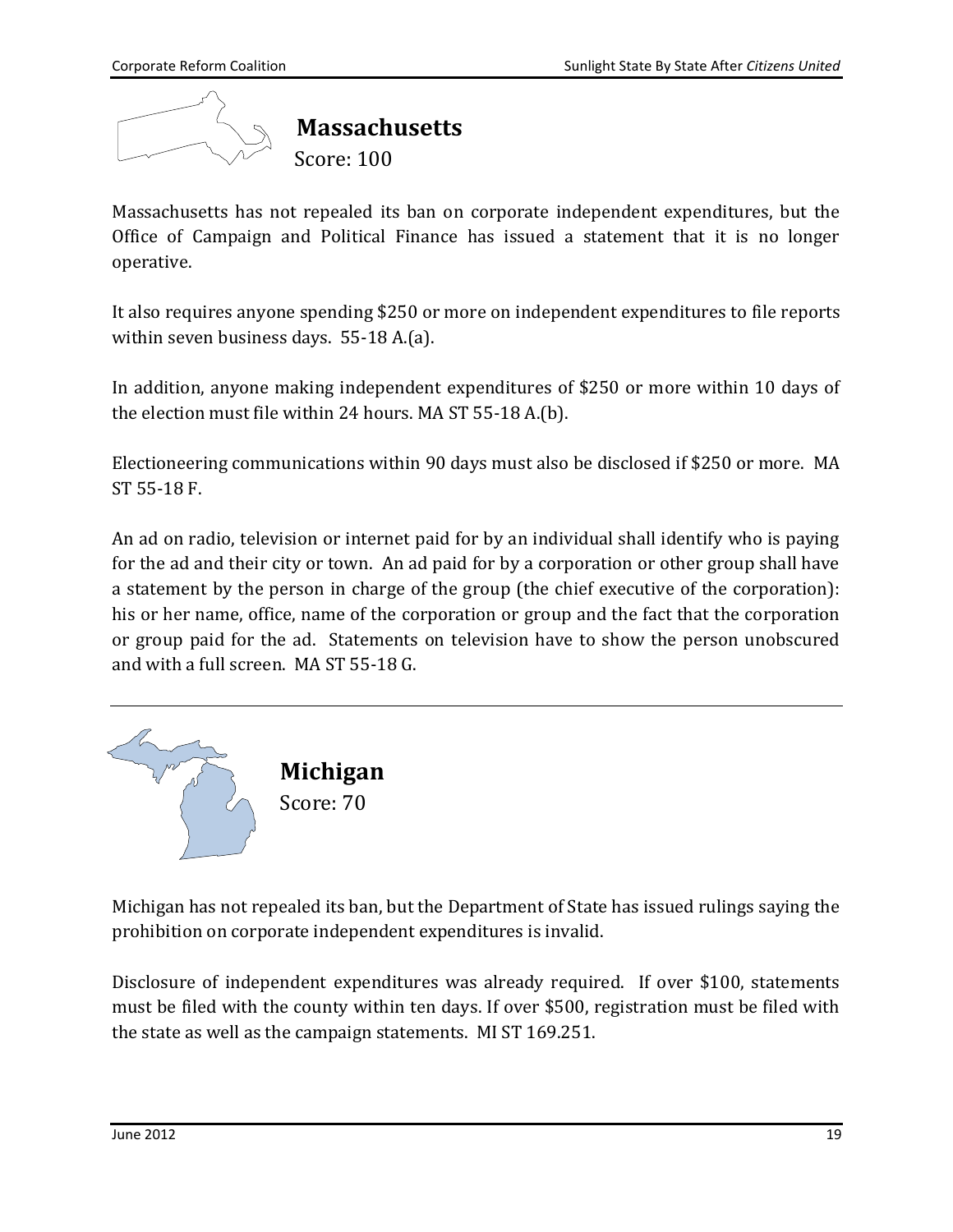## Massachusetts

Score: 100

Massachusetts has not repealed its ban on corporate independent expenditures, but the Office of Campaign and Political Finance has issued a statement that it is no longer operative.

It also requires anyone spending $250 or more on independent expenditures to file reports within seven business days. 55-18 A.(a).

In addition, anyone making independent expenditures of $250 or more within 10 days of the election must file within 24 hours. MA ST 55-18 A.(b).

Electioneering communications within 90 days must also be disclosed if $250 or more. MA ST 55-18 F.

An ad on radio, television or internet paid for by an individual shall identify who is paying for the ad and their city or town. An ad paid for by a corporation or other group shall have a statement by the person in charge of the group (the chief executive of the corporation): his or her name, office, name of the corporation or group and the fact that the corporation or group paid for the ad. Statements on television have to show the person unobscured and with a full screen. MA ST 55-18 G.

---

## Michigan

Score: 70

Michigan has not repealed its ban, but the Department of State has issued rulings saying the prohibition on corporate independent expenditures is invalid.

Disclosure of independent expenditures was already required. If over $100, statements must be filed with the county within ten days. If over $500, registration must be filed with the state as well as the campaign statements. MI ST 169.251.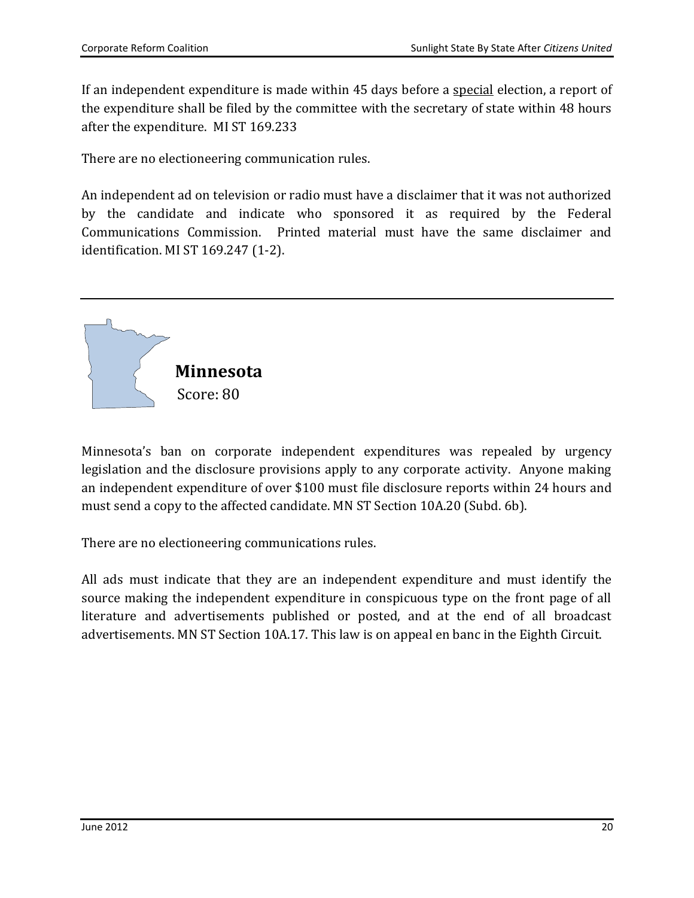If an independent expenditure is made within 45 days before a <u>special</u> election, a report of the expenditure shall be filed by the committee with the secretary of state within 48 hours after the expenditure. MI ST 169.233

There are no electioneering communication rules.

An independent ad on television or radio must have a disclaimer that it was not authorized by the candidate and indicate who sponsored it as required by the Federal Communications Commission. Printed material must have the same disclaimer and identification. MI ST 169.247 (1-2).

---

## Minnesota

Score: 80

Minnesota's ban on corporate independent expenditures was repealed by urgency legislation and the disclosure provisions apply to any corporate activity. Anyone making an independent expenditure of over $100 must file disclosure reports within 24 hours and must send a copy to the affected candidate. MN ST Section 10A.20 (Subd. 6b).

There are no electioneering communications rules.

All ads must indicate that they are an independent expenditure and must identify the source making the independent expenditure in conspicuous type on the front page of all literature and advertisements published or posted, and at the end of all broadcast advertisements. MN ST Section 10A.17. This law is on appeal en banc in the Eighth Circuit.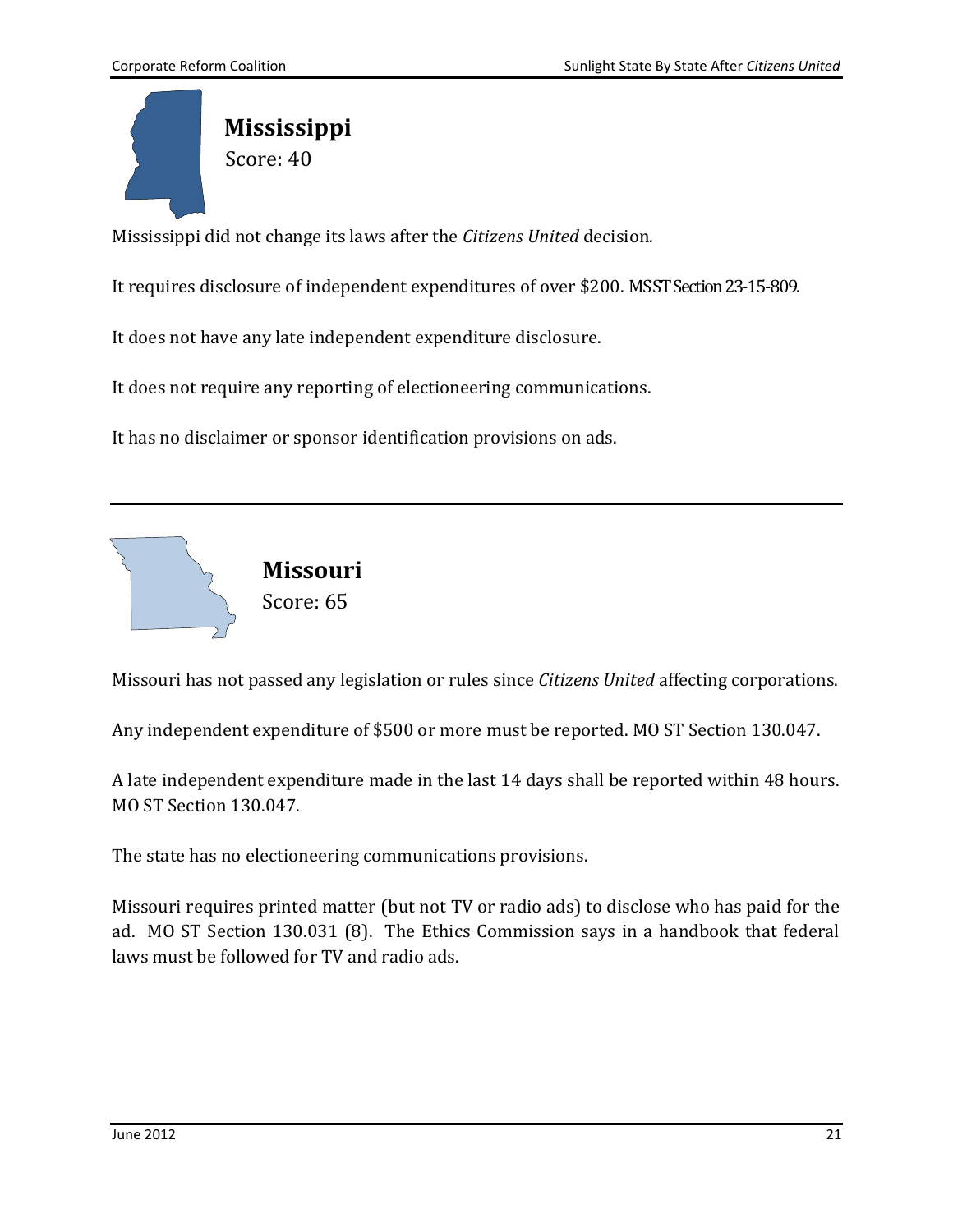## Mississippi

Score: 40

Mississippi did not change its laws after the *Citizens United* decision.

It requires disclosure of independent expenditures of over $200. MS ST Section 23-15-809.

It does not have any late independent expenditure disclosure.

It does not require any reporting of electioneering communications.

It has no disclaimer or sponsor identification provisions on ads.

---

## Missouri

Score: 65

Missouri has not passed any legislation or rules since *Citizens United* affecting corporations.

Any independent expenditure of $500 or more must be reported. MO ST Section 130.047.

A late independent expenditure made in the last 14 days shall be reported within 48 hours. MO ST Section 130.047.

The state has no electioneering communications provisions.

Missouri requires printed matter (but not TV or radio ads) to disclose who has paid for the ad. MO ST Section 130.031 (8). The Ethics Commission says in a handbook that federal laws must be followed for TV and radio ads.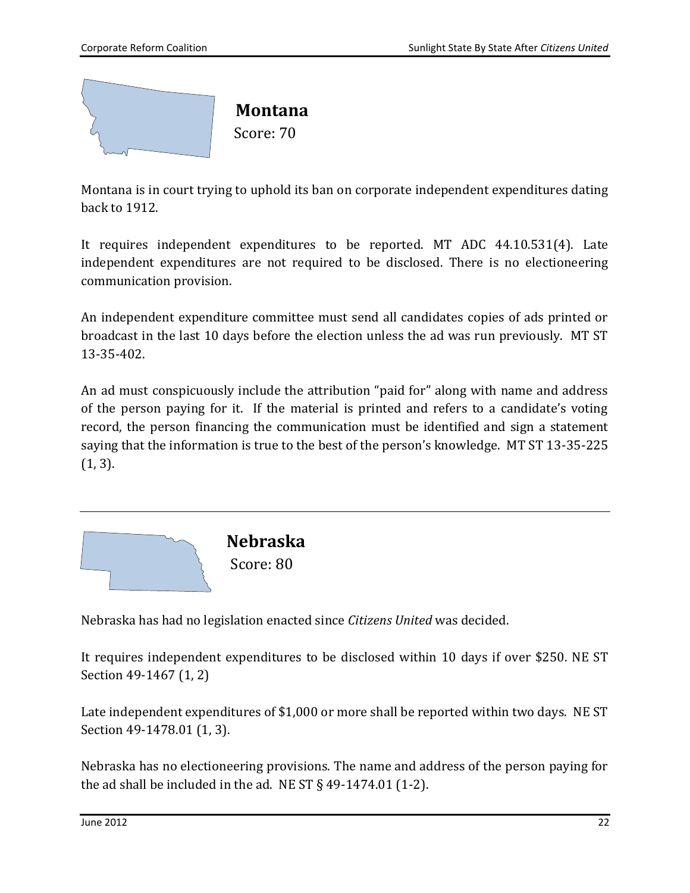## Montana

Score: 70

Montana is in court trying to uphold its ban on corporate independent expenditures dating back to 1912.

It requires independent expenditures to be reported. MT ADC 44.10.531(4). Late independent expenditures are not required to be disclosed. There is no electioneering communication provision.

An independent expenditure committee must send all candidates copies of ads printed or broadcast in the last 10 days before the election unless the ad was run previously. MT ST 13-35-402.

An ad must conspicuously include the attribution "paid for" along with name and address of the person paying for it. If the material is printed and refers to a candidate's voting record, the person financing the communication must be identified and sign a statement saying that the information is true to the best of the person's knowledge. MT ST 13-35-225 (1, 3).

---

## Nebraska

Score: 80

Nebraska has had no legislation enacted since *Citizens United* was decided.

It requires independent expenditures to be disclosed within 10 days if over $250. NE ST Section 49-1467 (1, 2)

Late independent expenditures of $1,000 or more shall be reported within two days. NE ST Section 49-1478.01 (1, 3).

Nebraska has no electioneering provisions. The name and address of the person paying for the ad shall be included in the ad. NE ST § 49-1474.01 (1-2).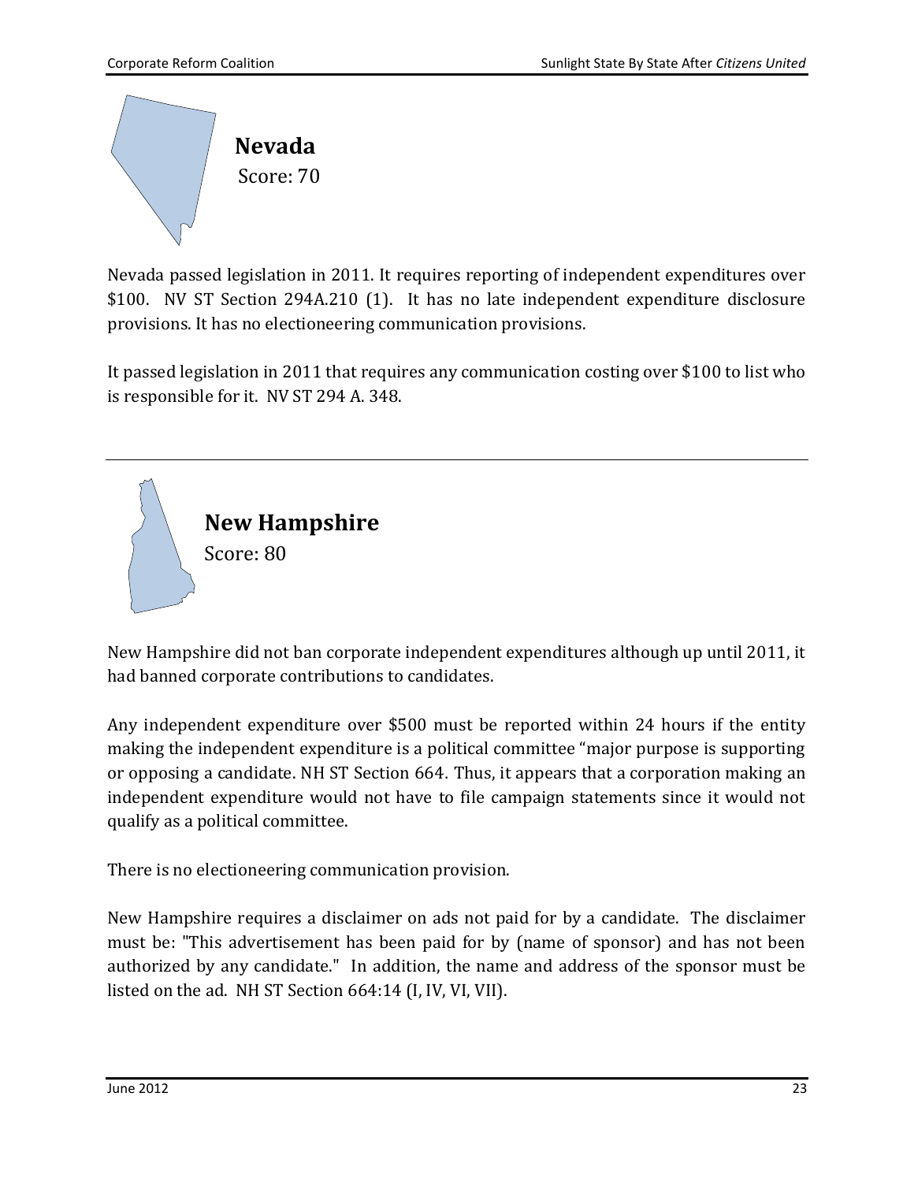## Nevada

Score: 70

Nevada passed legislation in 2011. It requires reporting of independent expenditures over \$100. NV ST Section 294A.210 (1). It has no late independent expenditure disclosure provisions. It has no electioneering communication provisions.

It passed legislation in 2011 that requires any communication costing over \$100 to list who is responsible for it. NV ST 294 A. 348.

---

## New Hampshire

Score: 80

New Hampshire did not ban corporate independent expenditures although up until 2011, it had banned corporate contributions to candidates.

Any independent expenditure over \$500 must be reported within 24 hours if the entity making the independent expenditure is a political committee "major purpose is supporting or opposing a candidate. NH ST Section 664. Thus, it appears that a corporation making an independent expenditure would not have to file campaign statements since it would not qualify as a political committee.

There is no electioneering communication provision.

New Hampshire requires a disclaimer on ads not paid for by a candidate. The disclaimer must be: "This advertisement has been paid for by (name of sponsor) and has not been authorized by any candidate." In addition, the name and address of the sponsor must be listed on the ad. NH ST Section 664:14 (I, IV, VI, VII).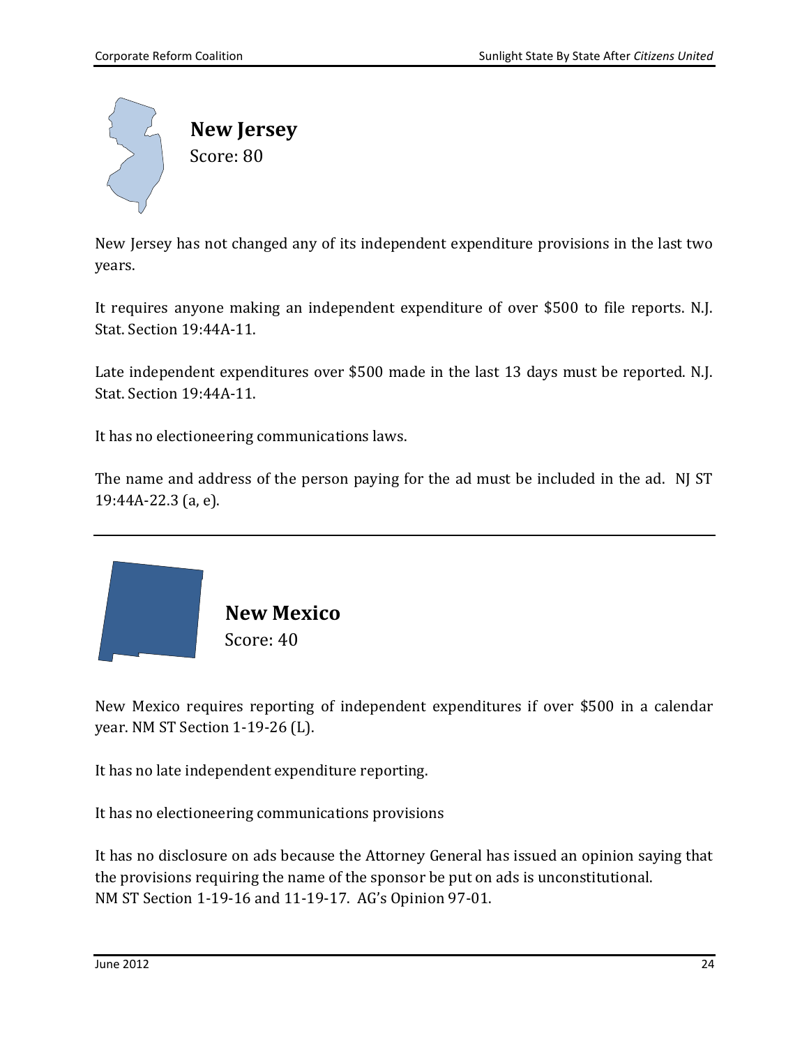## New Jersey

Score: 80

New Jersey has not changed any of its independent expenditure provisions in the last two years.

It requires anyone making an independent expenditure of over $500 to file reports. N.J. Stat. Section 19:44A-11.

Late independent expenditures over $500 made in the last 13 days must be reported. N.J. Stat. Section 19:44A-11.

It has no electioneering communications laws.

The name and address of the person paying for the ad must be included in the ad. NJ ST 19:44A-22.3 (a, e).

---

## New Mexico

Score: 40

New Mexico requires reporting of independent expenditures if over $500 in a calendar year. NM ST Section 1-19-26 (L).

It has no late independent expenditure reporting.

It has no electioneering communications provisions

It has no disclosure on ads because the Attorney General has issued an opinion saying that the provisions requiring the name of the sponsor be put on ads is unconstitutional. NM ST Section 1-19-16 and 11-19-17. AG's Opinion 97-01.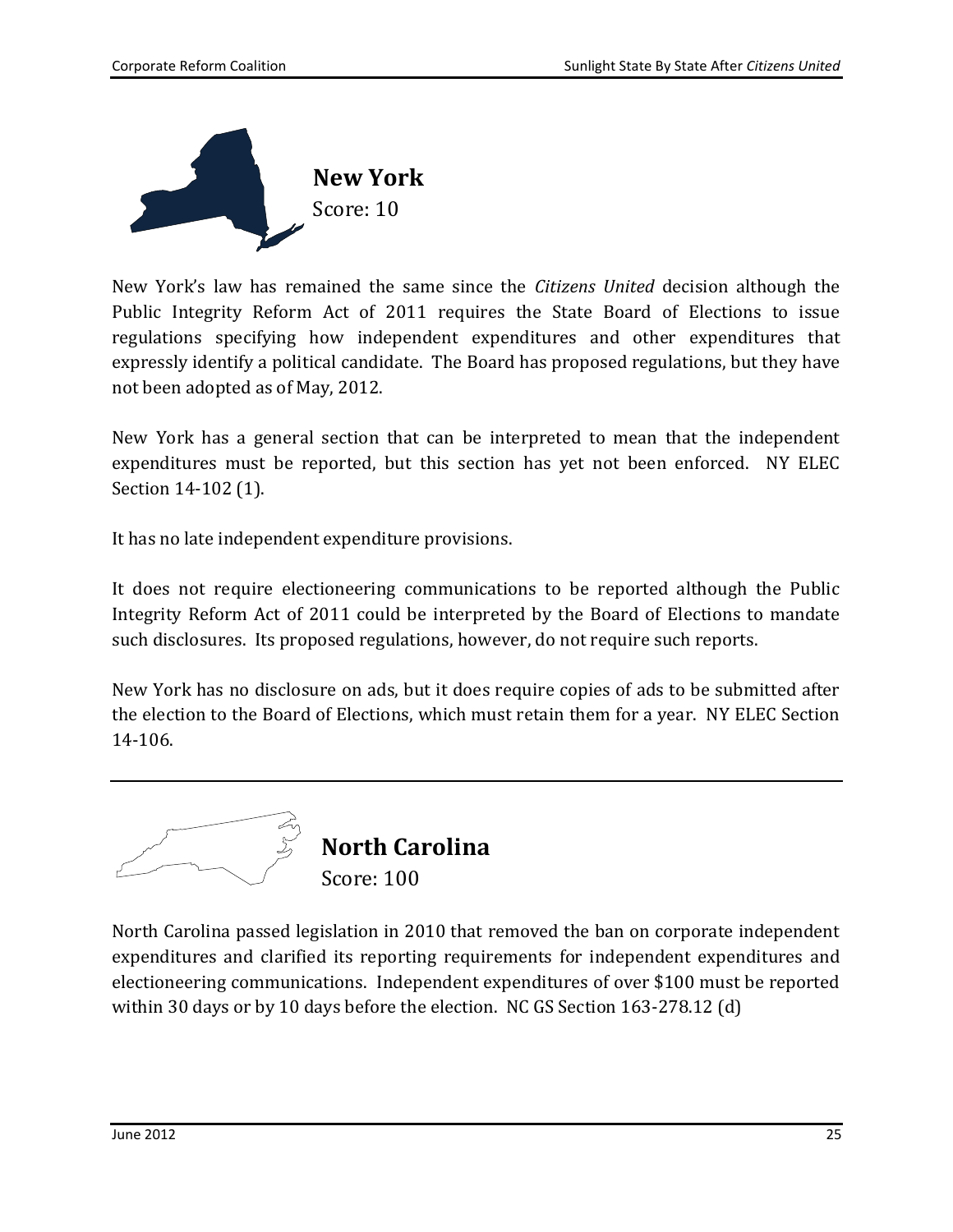## New York

Score: 10

New York's law has remained the same since the *Citizens United* decision although the Public Integrity Reform Act of 2011 requires the State Board of Elections to issue regulations specifying how independent expenditures and other expenditures that expressly identify a political candidate. The Board has proposed regulations, but they have not been adopted as of May, 2012.

New York has a general section that can be interpreted to mean that the independent expenditures must be reported, but this section has yet not been enforced. NY ELEC Section 14-102 (1).

It has no late independent expenditure provisions.

It does not require electioneering communications to be reported although the Public Integrity Reform Act of 2011 could be interpreted by the Board of Elections to mandate such disclosures. Its proposed regulations, however, do not require such reports.

New York has no disclosure on ads, but it does require copies of ads to be submitted after the election to the Board of Elections, which must retain them for a year. NY ELEC Section 14-106.

---

## North Carolina

Score: 100

North Carolina passed legislation in 2010 that removed the ban on corporate independent expenditures and clarified its reporting requirements for independent expenditures and electioneering communications. Independent expenditures of over $100 must be reported within 30 days or by 10 days before the election. NC GS Section 163-278.12 (d)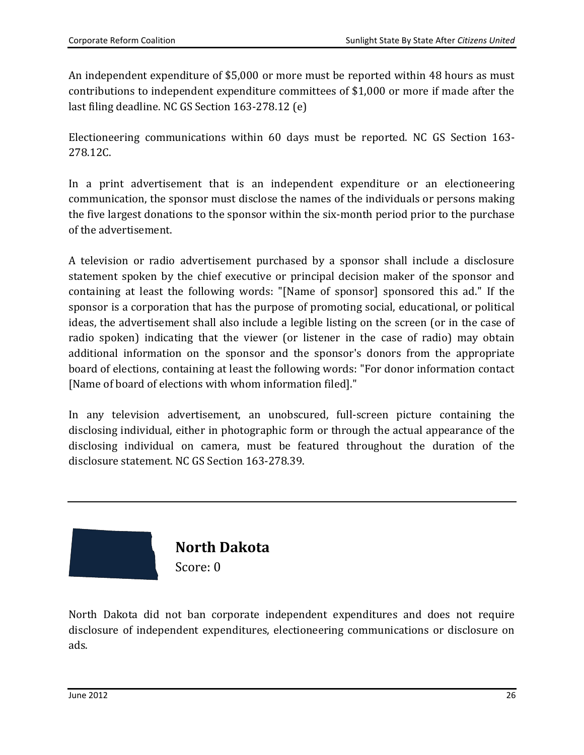An independent expenditure of $5,000 or more must be reported within 48 hours as must contributions to independent expenditure committees of $1,000 or more if made after the last filing deadline. NC GS Section 163-278.12 (e)

Electioneering communications within 60 days must be reported. NC GS Section 163-278.12C.

In a print advertisement that is an independent expenditure or an electioneering communication, the sponsor must disclose the names of the individuals or persons making the five largest donations to the sponsor within the six-month period prior to the purchase of the advertisement.

A television or radio advertisement purchased by a sponsor shall include a disclosure statement spoken by the chief executive or principal decision maker of the sponsor and containing at least the following words: "[Name of sponsor] sponsored this ad." If the sponsor is a corporation that has the purpose of promoting social, educational, or political ideas, the advertisement shall also include a legible listing on the screen (or in the case of radio spoken) indicating that the viewer (or listener in the case of radio) may obtain additional information on the sponsor and the sponsor's donors from the appropriate board of elections, containing at least the following words: "For donor information contact [Name of board of elections with whom information filed]."

In any television advertisement, an unobscured, full-screen picture containing the disclosing individual, either in photographic form or through the actual appearance of the disclosing individual on camera, must be featured throughout the duration of the disclosure statement. NC GS Section 163-278.39.

---

## North Dakota

Score: 0

North Dakota did not ban corporate independent expenditures and does not require disclosure of independent expenditures, electioneering communications or disclosure on ads.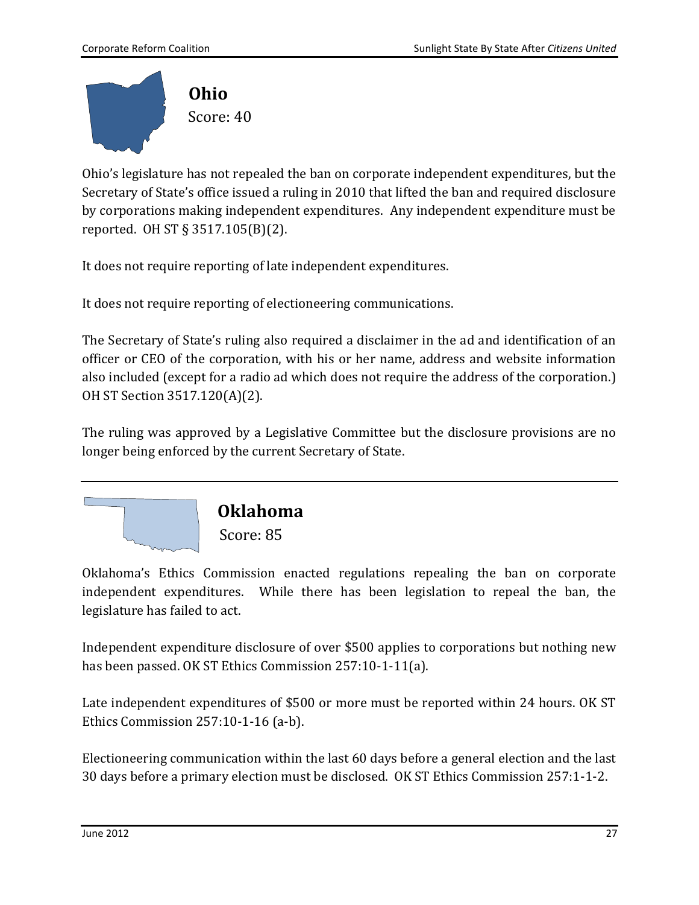## Ohio

Score: 40

Ohio's legislature has not repealed the ban on corporate independent expenditures, but the Secretary of State's office issued a ruling in 2010 that lifted the ban and required disclosure by corporations making independent expenditures. Any independent expenditure must be reported. OH ST § 3517.105(B)(2).

It does not require reporting of late independent expenditures.

It does not require reporting of electioneering communications.

The Secretary of State's ruling also required a disclaimer in the ad and identification of an officer or CEO of the corporation, with his or her name, address and website information also included (except for a radio ad which does not require the address of the corporation.) OH ST Section 3517.120(A)(2).

The ruling was approved by a Legislative Committee but the disclosure provisions are no longer being enforced by the current Secretary of State.

---

## Oklahoma

Score: 85

Oklahoma's Ethics Commission enacted regulations repealing the ban on corporate independent expenditures. While there has been legislation to repeal the ban, the legislature has failed to act.

Independent expenditure disclosure of over $500 applies to corporations but nothing new has been passed. OK ST Ethics Commission 257:10-1-11(a).

Late independent expenditures of $500 or more must be reported within 24 hours. OK ST Ethics Commission 257:10-1-16 (a-b).

Electioneering communication within the last 60 days before a general election and the last 30 days before a primary election must be disclosed. OK ST Ethics Commission 257:1-1-2.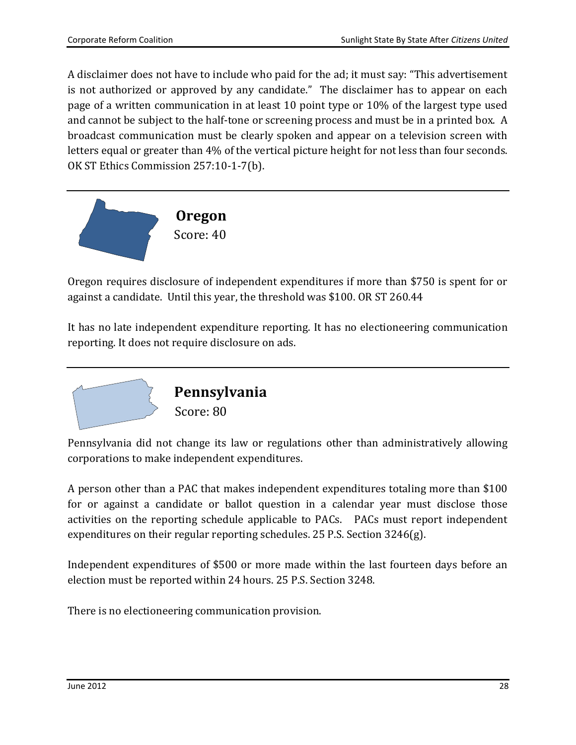A disclaimer does not have to include who paid for the ad; it must say: "This advertisement is not authorized or approved by any candidate." The disclaimer has to appear on each page of a written communication in at least 10 point type or 10% of the largest type used and cannot be subject to the half-tone or screening process and must be in a printed box. A broadcast communication must be clearly spoken and appear on a television screen with letters equal or greater than 4% of the vertical picture height for not less than four seconds. OK ST Ethics Commission 257:10-1-7(b).

## Oregon

Score: 40

Oregon requires disclosure of independent expenditures if more than $750 is spent for or against a candidate. Until this year, the threshold was $100. OR ST 260.44

It has no late independent expenditure reporting. It has no electioneering communication reporting. It does not require disclosure on ads.

## Pennsylvania

Score: 80

Pennsylvania did not change its law or regulations other than administratively allowing corporations to make independent expenditures.

A person other than a PAC that makes independent expenditures totaling more than $100 for or against a candidate or ballot question in a calendar year must disclose those activities on the reporting schedule applicable to PACs. PACs must report independent expenditures on their regular reporting schedules. 25 P.S. Section 3246(g).

Independent expenditures of $500 or more made within the last fourteen days before an election must be reported within 24 hours. 25 P.S. Section 3248.

There is no electioneering communication provision.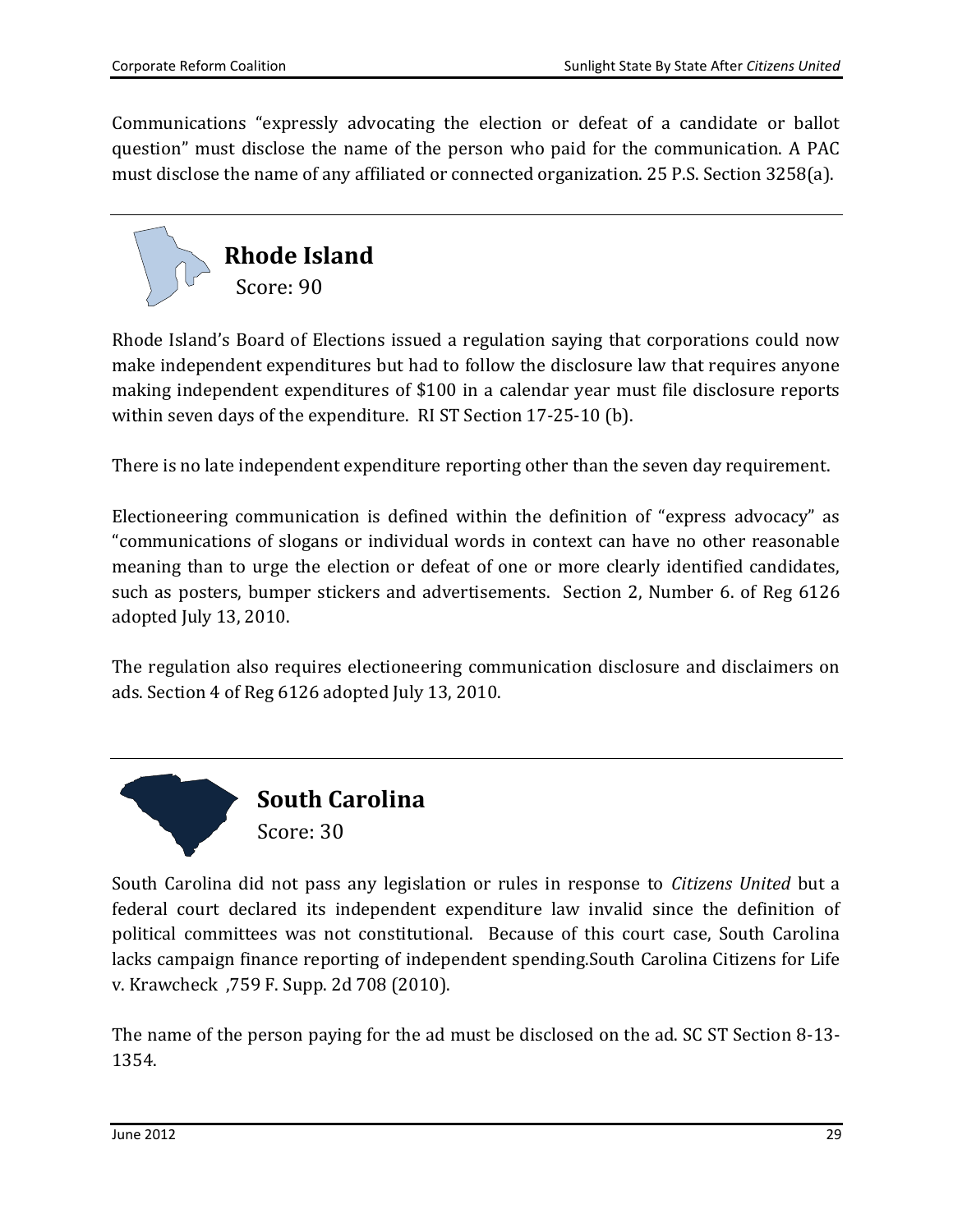Communications "expressly advocating the election or defeat of a candidate or ballot question" must disclose the name of the person who paid for the communication. A PAC must disclose the name of any affiliated or connected organization. 25 P.S. Section 3258(a).

## Rhode Island

Score: 90

Rhode Island's Board of Elections issued a regulation saying that corporations could now make independent expenditures but had to follow the disclosure law that requires anyone making independent expenditures of $100 in a calendar year must file disclosure reports within seven days of the expenditure. RI ST Section 17-25-10 (b).

There is no late independent expenditure reporting other than the seven day requirement.

Electioneering communication is defined within the definition of "express advocacy" as "communications of slogans or individual words in context can have no other reasonable meaning than to urge the election or defeat of one or more clearly identified candidates, such as posters, bumper stickers and advertisements. Section 2, Number 6. of Reg 6126 adopted July 13, 2010.

The regulation also requires electioneering communication disclosure and disclaimers on ads. Section 4 of Reg 6126 adopted July 13, 2010.

## South Carolina

Score: 30

South Carolina did not pass any legislation or rules in response to *Citizens United* but a federal court declared its independent expenditure law invalid since the definition of political committees was not constitutional. Because of this court case, South Carolina lacks campaign finance reporting of independent spending.South Carolina Citizens for Life v. Krawcheck ,759 F. Supp. 2d 708 (2010).

The name of the person paying for the ad must be disclosed on the ad. SC ST Section 8-13-1354.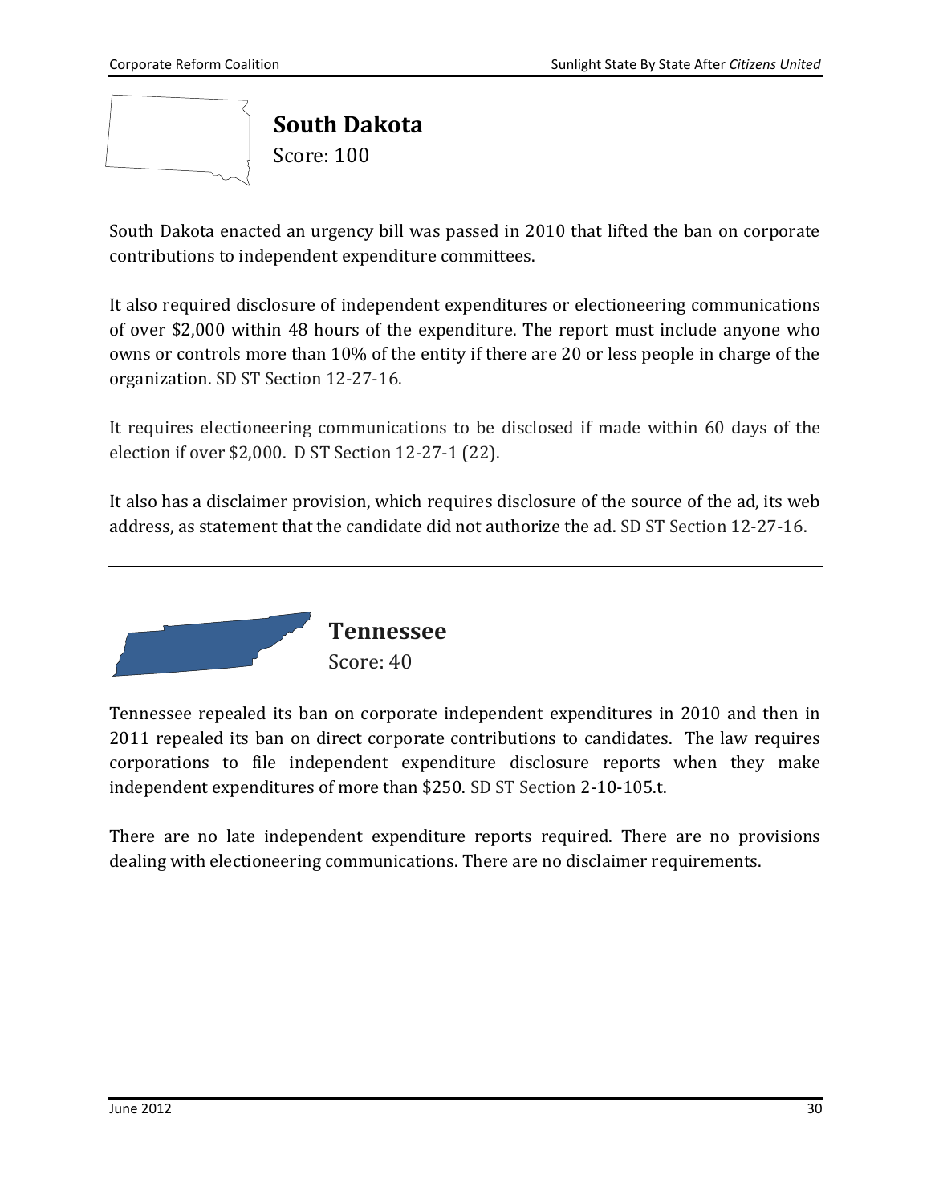## South Dakota

Score: 100

South Dakota enacted an urgency bill was passed in 2010 that lifted the ban on corporate contributions to independent expenditure committees.

It also required disclosure of independent expenditures or electioneering communications of over $2,000 within 48 hours of the expenditure. The report must include anyone who owns or controls more than 10% of the entity if there are 20 or less people in charge of the organization. SD ST Section 12-27-16.

It requires electioneering communications to be disclosed if made within 60 days of the election if over $2,000. D ST Section 12-27-1 (22).

It also has a disclaimer provision, which requires disclosure of the source of the ad, its web address, as statement that the candidate did not authorize the ad. SD ST Section 12-27-16.

---

## Tennessee

Score: 40

Tennessee repealed its ban on corporate independent expenditures in 2010 and then in 2011 repealed its ban on direct corporate contributions to candidates. The law requires corporations to file independent expenditure disclosure reports when they make independent expenditures of more than $250. SD ST Section 2-10-105.t.

There are no late independent expenditure reports required. There are no provisions dealing with electioneering communications. There are no disclaimer requirements.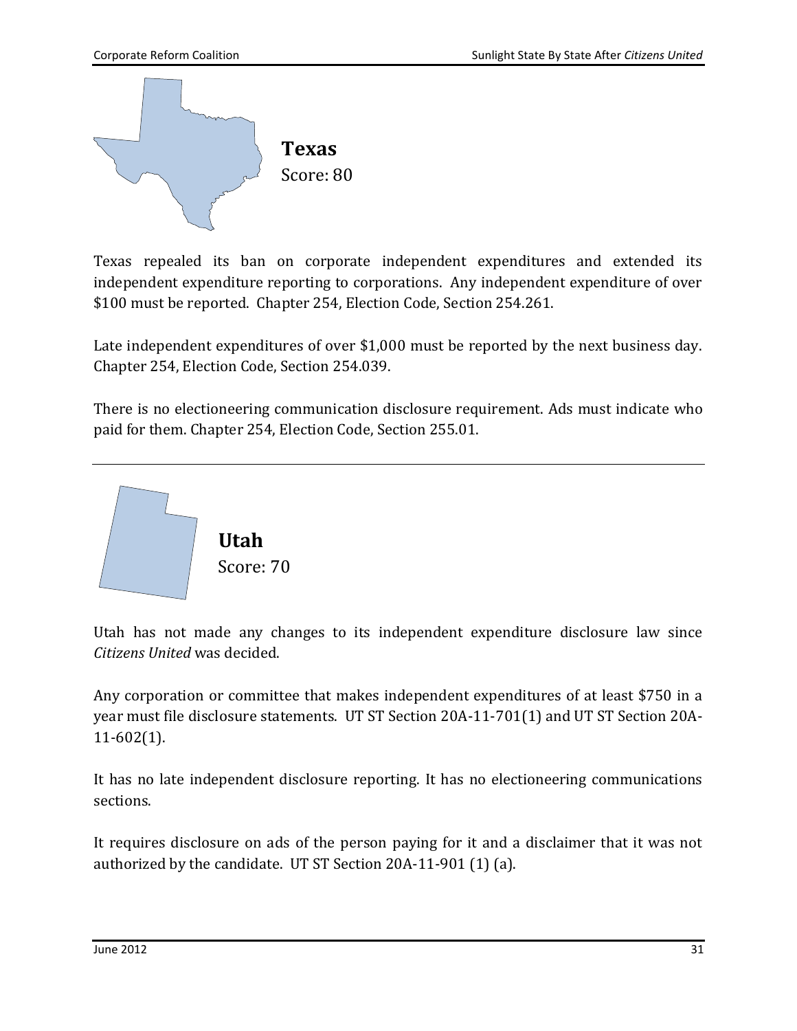## Texas

Score: 80

Texas repealed its ban on corporate independent expenditures and extended its independent expenditure reporting to corporations. Any independent expenditure of over $100 must be reported. Chapter 254, Election Code, Section 254.261.

Late independent expenditures of over $1,000 must be reported by the next business day. Chapter 254, Election Code, Section 254.039.

There is no electioneering communication disclosure requirement. Ads must indicate who paid for them. Chapter 254, Election Code, Section 255.01.

---

## Utah

Score: 70

Utah has not made any changes to its independent expenditure disclosure law since *Citizens United* was decided.

Any corporation or committee that makes independent expenditures of at least $750 in a year must file disclosure statements. UT ST Section 20A-11-701(1) and UT ST Section 20A-11-602(1).

It has no late independent disclosure reporting. It has no electioneering communications sections.

It requires disclosure on ads of the person paying for it and a disclaimer that it was not authorized by the candidate. UT ST Section 20A-11-901 (1) (a).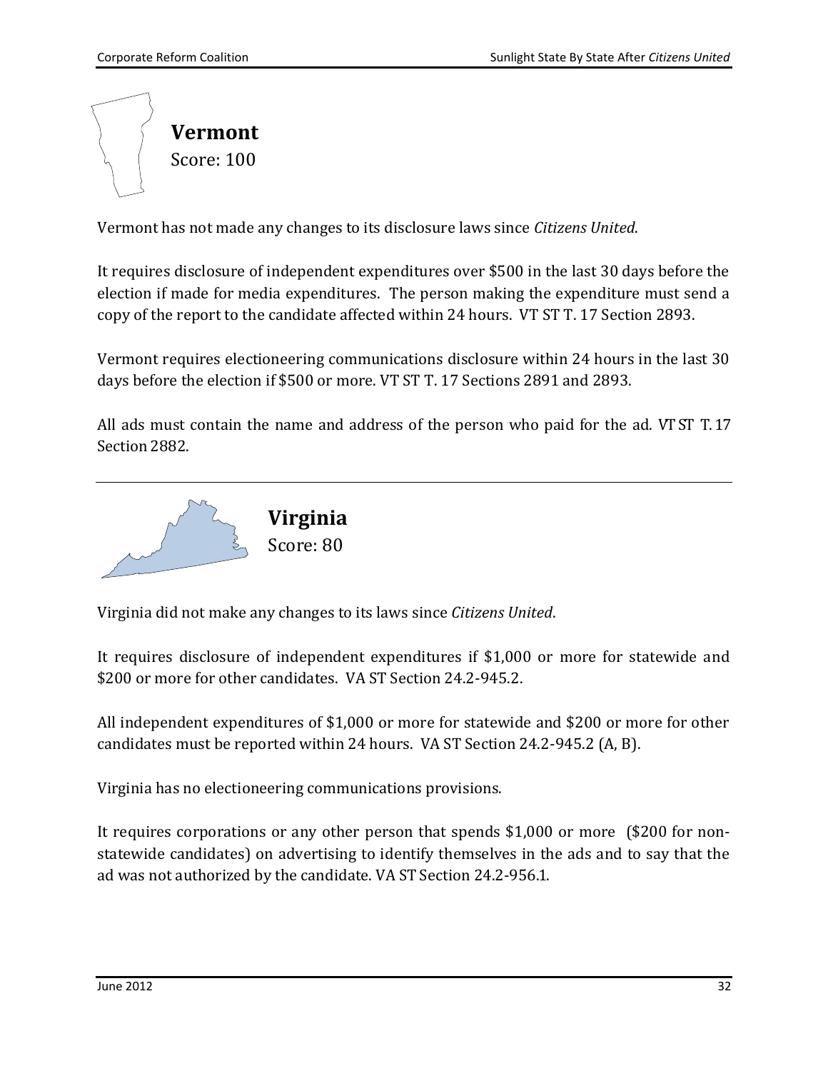## Vermont

Score: 100

Vermont has not made any changes to its disclosure laws since *Citizens United*.

It requires disclosure of independent expenditures over $500 in the last 30 days before the election if made for media expenditures. The person making the expenditure must send a copy of the report to the candidate affected within 24 hours. VT ST T. 17 Section 2893.

Vermont requires electioneering communications disclosure within 24 hours in the last 30 days before the election if $500 or more. VT ST T. 17 Sections 2891 and 2893.

All ads must contain the name and address of the person who paid for the ad. VT ST T. 17 Section 2882.

---

## Virginia

Score: 80

Virginia did not make any changes to its laws since *Citizens United*.

It requires disclosure of independent expenditures if $1,000 or more for statewide and $200 or more for other candidates. VA ST Section 24.2-945.2.

All independent expenditures of $1,000 or more for statewide and $200 or more for other candidates must be reported within 24 hours. VA ST Section 24.2-945.2 (A, B).

Virginia has no electioneering communications provisions.

It requires corporations or any other person that spends $1,000 or more ($200 for non-statewide candidates) on advertising to identify themselves in the ads and to say that the ad was not authorized by the candidate. VA ST Section 24.2-956.1.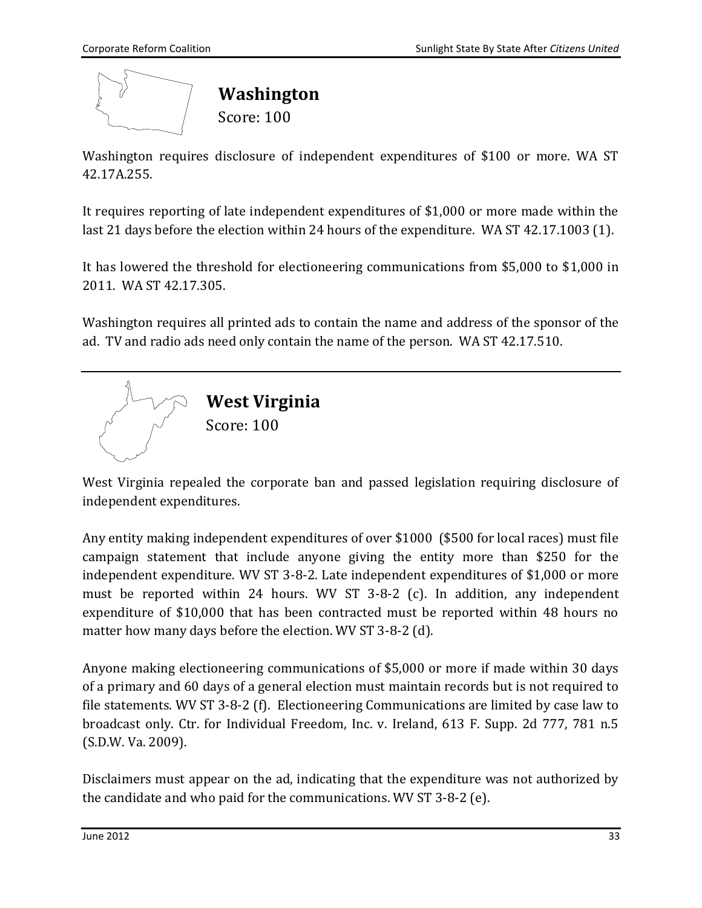## Washington

Score: 100

Washington requires disclosure of independent expenditures of $100 or more. WA ST 42.17A.255.

It requires reporting of late independent expenditures of $1,000 or more made within the last 21 days before the election within 24 hours of the expenditure. WA ST 42.17.1003 (1).

It has lowered the threshold for electioneering communications from $5,000 to $1,000 in 2011. WA ST 42.17.305.

Washington requires all printed ads to contain the name and address of the sponsor of the ad. TV and radio ads need only contain the name of the person. WA ST 42.17.510.

---

## West Virginia

Score: 100

West Virginia repealed the corporate ban and passed legislation requiring disclosure of independent expenditures.

Any entity making independent expenditures of over $1000 ($500 for local races) must file campaign statement that include anyone giving the entity more than $250 for the independent expenditure. WV ST 3-8-2. Late independent expenditures of $1,000 or more must be reported within 24 hours. WV ST 3-8-2 (c). In addition, any independent expenditure of $10,000 that has been contracted must be reported within 48 hours no matter how many days before the election. WV ST 3-8-2 (d).

Anyone making electioneering communications of $5,000 or more if made within 30 days of a primary and 60 days of a general election must maintain records but is not required to file statements. WV ST 3-8-2 (f). Electioneering Communications are limited by case law to broadcast only. Ctr. for Individual Freedom, Inc. v. Ireland, 613 F. Supp. 2d 777, 781 n.5 (S.D.W. Va. 2009).

Disclaimers must appear on the ad, indicating that the expenditure was not authorized by the candidate and who paid for the communications. WV ST 3-8-2 (e).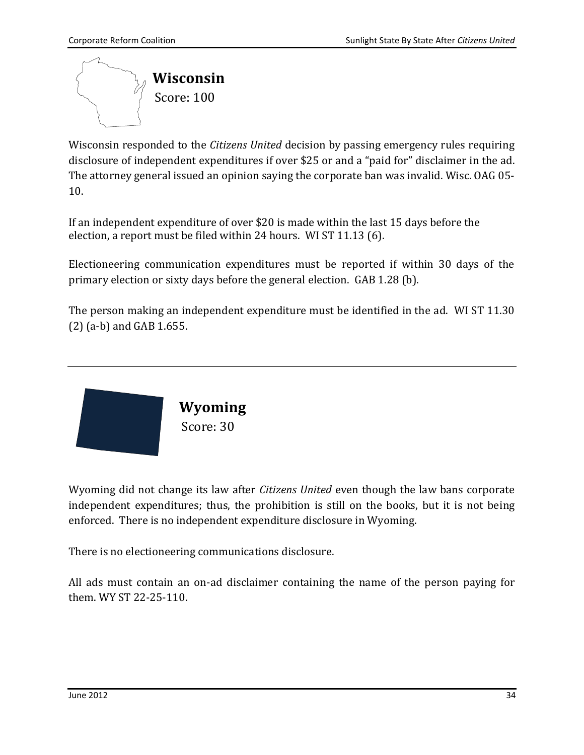## Wisconsin

Score: 100

Wisconsin responded to the *Citizens United* decision by passing emergency rules requiring disclosure of independent expenditures if over $25 or and a "paid for" disclaimer in the ad. The attorney general issued an opinion saying the corporate ban was invalid. Wisc. OAG 05-10.

If an independent expenditure of over $20 is made within the last 15 days before the election, a report must be filed within 24 hours. WI ST 11.13 (6).

Electioneering communication expenditures must be reported if within 30 days of the primary election or sixty days before the general election. GAB 1.28 (b).

The person making an independent expenditure must be identified in the ad. WI ST 11.30 (2) (a-b) and GAB 1.655.

---

## Wyoming

Score: 30

Wyoming did not change its law after *Citizens United* even though the law bans corporate independent expenditures; thus, the prohibition is still on the books, but it is not being enforced. There is no independent expenditure disclosure in Wyoming.

There is no electioneering communications disclosure.

All ads must contain an on-ad disclaimer containing the name of the person paying for them. WY ST 22-25-110.